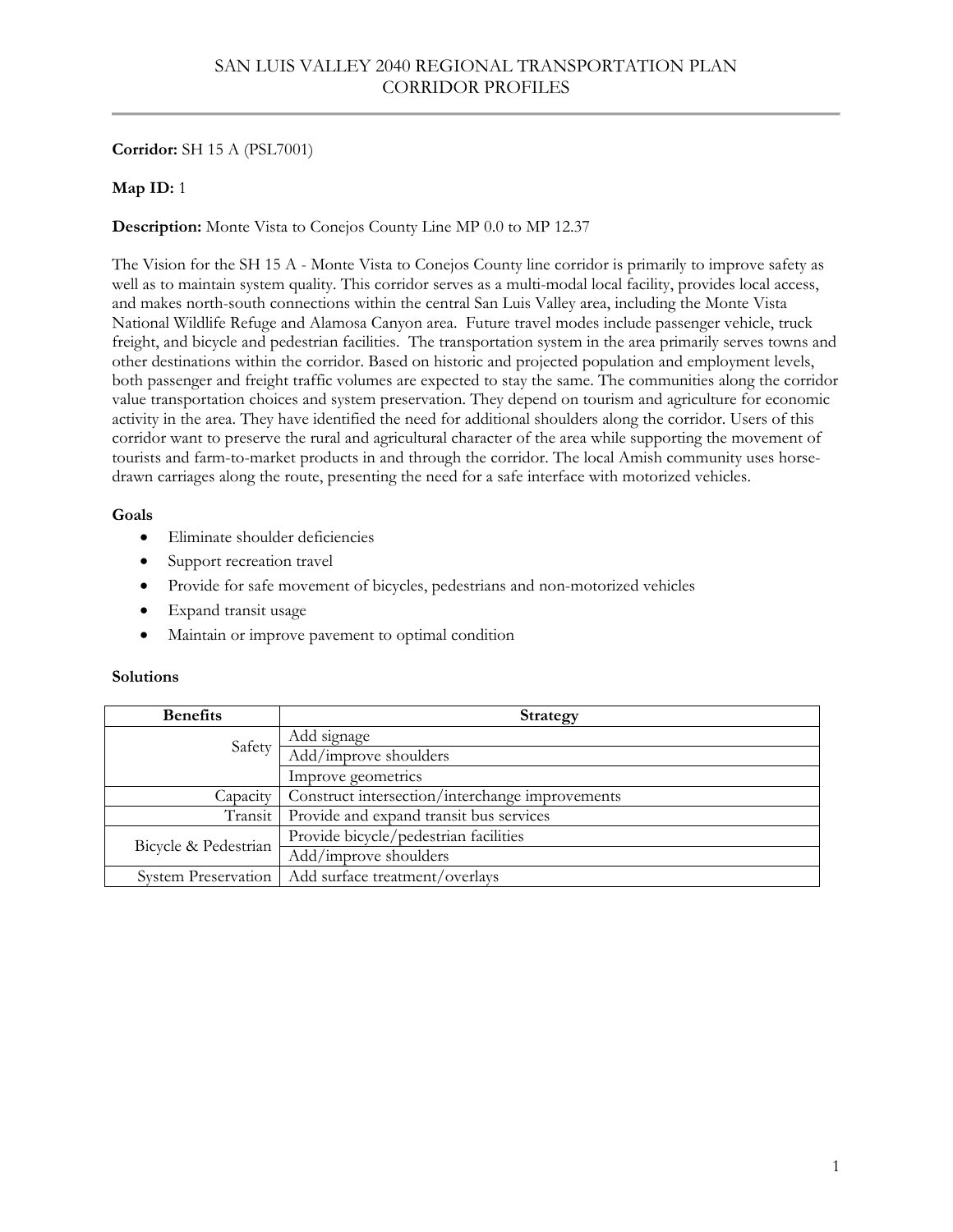# SAN LUIS VALLEY 2040 REGIONAL TRANSPORTATION PLAN
## CORRIDOR PROFILES

**Corridor:** SH 15 A (PSL7001)

**Map ID:** 1

**Description:** Monte Vista to Conejos County Line MP 0.0 to MP 12.37

The Vision for the SH 15 A - Monte Vista to Conejos County line corridor is primarily to improve safety as well as to maintain system quality. This corridor serves as a multi-modal local facility, provides local access, and makes north-south connections within the central San Luis Valley area, including the Monte Vista National Wildlife Refuge and Alamosa Canyon area. Future travel modes include passenger vehicle, truck freight, and bicycle and pedestrian facilities. The transportation system in the area primarily serves towns and other destinations within the corridor. Based on historic and projected population and employment levels, both passenger and freight traffic volumes are expected to stay the same. The communities along the corridor value transportation choices and system preservation. They depend on tourism and agriculture for economic activity in the area. They have identified the need for additional shoulders along the corridor. Users of this corridor want to preserve the rural and agricultural character of the area while supporting the movement of tourists and farm-to-market products in and through the corridor. The local Amish community uses horse-drawn carriages along the route, presenting the need for a safe interface with motorized vehicles.

**Goals**

- Eliminate shoulder deficiencies
- Support recreation travel
- Provide for safe movement of bicycles, pedestrians and non-motorized vehicles
- Expand transit usage
- Maintain or improve pavement to optimal condition

**Solutions**

| Benefits | Strategy |
|---|---|
| Safety | Add signage |
| | Add/improve shoulders |
| | Improve geometrics |
| Capacity | Construct intersection/interchange improvements |
| Transit | Provide and expand transit bus services |
| Bicycle & Pedestrian | Provide bicycle/pedestrian facilities |
| | Add/improve shoulders |
| System Preservation | Add surface treatment/overlays |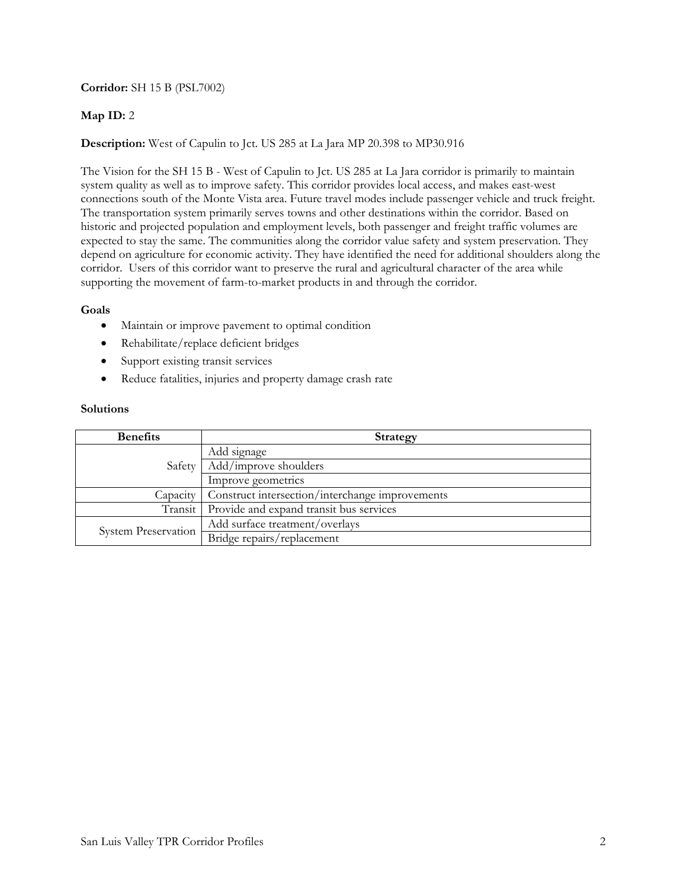**Corridor:** SH 15 B (PSL7002)

**Map ID:** 2

**Description:** West of Capulin to Jct. US 285 at La Jara MP 20.398 to MP30.916

The Vision for the SH 15 B - West of Capulin to Jct. US 285 at La Jara corridor is primarily to maintain system quality as well as to improve safety. This corridor provides local access, and makes east-west connections south of the Monte Vista area. Future travel modes include passenger vehicle and truck freight. The transportation system primarily serves towns and other destinations within the corridor. Based on historic and projected population and employment levels, both passenger and freight traffic volumes are expected to stay the same. The communities along the corridor value safety and system preservation. They depend on agriculture for economic activity. They have identified the need for additional shoulders along the corridor. Users of this corridor want to preserve the rural and agricultural character of the area while supporting the movement of farm-to-market products in and through the corridor.

**Goals**

- Maintain or improve pavement to optimal condition
- Rehabilitate/replace deficient bridges
- Support existing transit services
- Reduce fatalities, injuries and property damage crash rate

**Solutions**

| Benefits | Strategy |
|---|---|
| Safety | Add signage |
| | Add/improve shoulders |
| | Improve geometrics |
| Capacity | Construct intersection/interchange improvements |
| Transit | Provide and expand transit bus services |
| System Preservation | Add surface treatment/overlays |
| | Bridge repairs/replacement |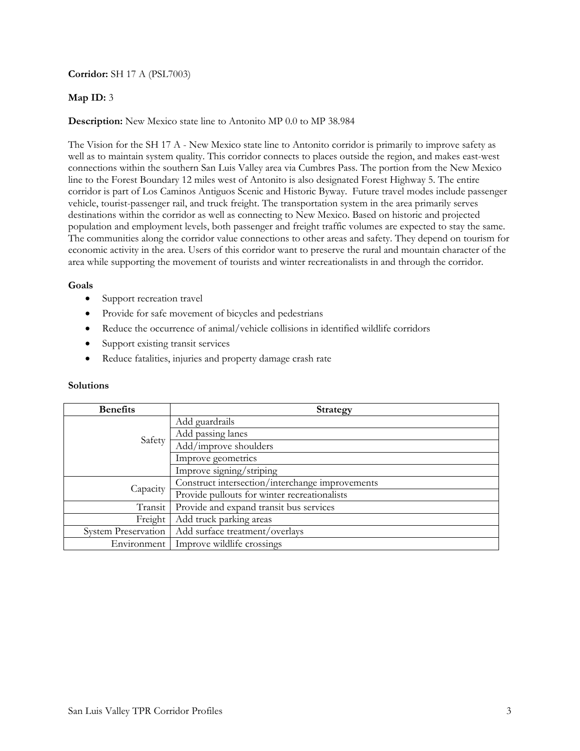**Corridor:** SH 17 A (PSL7003)

**Map ID:** 3

**Description:** New Mexico state line to Antonito MP 0.0 to MP 38.984

The Vision for the SH 17 A - New Mexico state line to Antonito corridor is primarily to improve safety as well as to maintain system quality. This corridor connects to places outside the region, and makes east-west connections within the southern San Luis Valley area via Cumbres Pass. The portion from the New Mexico line to the Forest Boundary 12 miles west of Antonito is also designated Forest Highway 5. The entire corridor is part of Los Caminos Antiguos Scenic and Historic Byway. Future travel modes include passenger vehicle, tourist-passenger rail, and truck freight. The transportation system in the area primarily serves destinations within the corridor as well as connecting to New Mexico. Based on historic and projected population and employment levels, both passenger and freight traffic volumes are expected to stay the same. The communities along the corridor value connections to other areas and safety. They depend on tourism for economic activity in the area. Users of this corridor want to preserve the rural and mountain character of the area while supporting the movement of tourists and winter recreationalists in and through the corridor.

**Goals**

- Support recreation travel
- Provide for safe movement of bicycles and pedestrians
- Reduce the occurrence of animal/vehicle collisions in identified wildlife corridors
- Support existing transit services
- Reduce fatalities, injuries and property damage crash rate

**Solutions**

| Benefits | Strategy |
|---|---|
| Safety | Add guardrails |
| | Add passing lanes |
| | Add/improve shoulders |
| | Improve geometrics |
| | Improve signing/striping |
| Capacity | Construct intersection/interchange improvements |
| | Provide pullouts for winter recreationalists |
| Transit | Provide and expand transit bus services |
| Freight | Add truck parking areas |
| System Preservation | Add surface treatment/overlays |
| Environment | Improve wildlife crossings |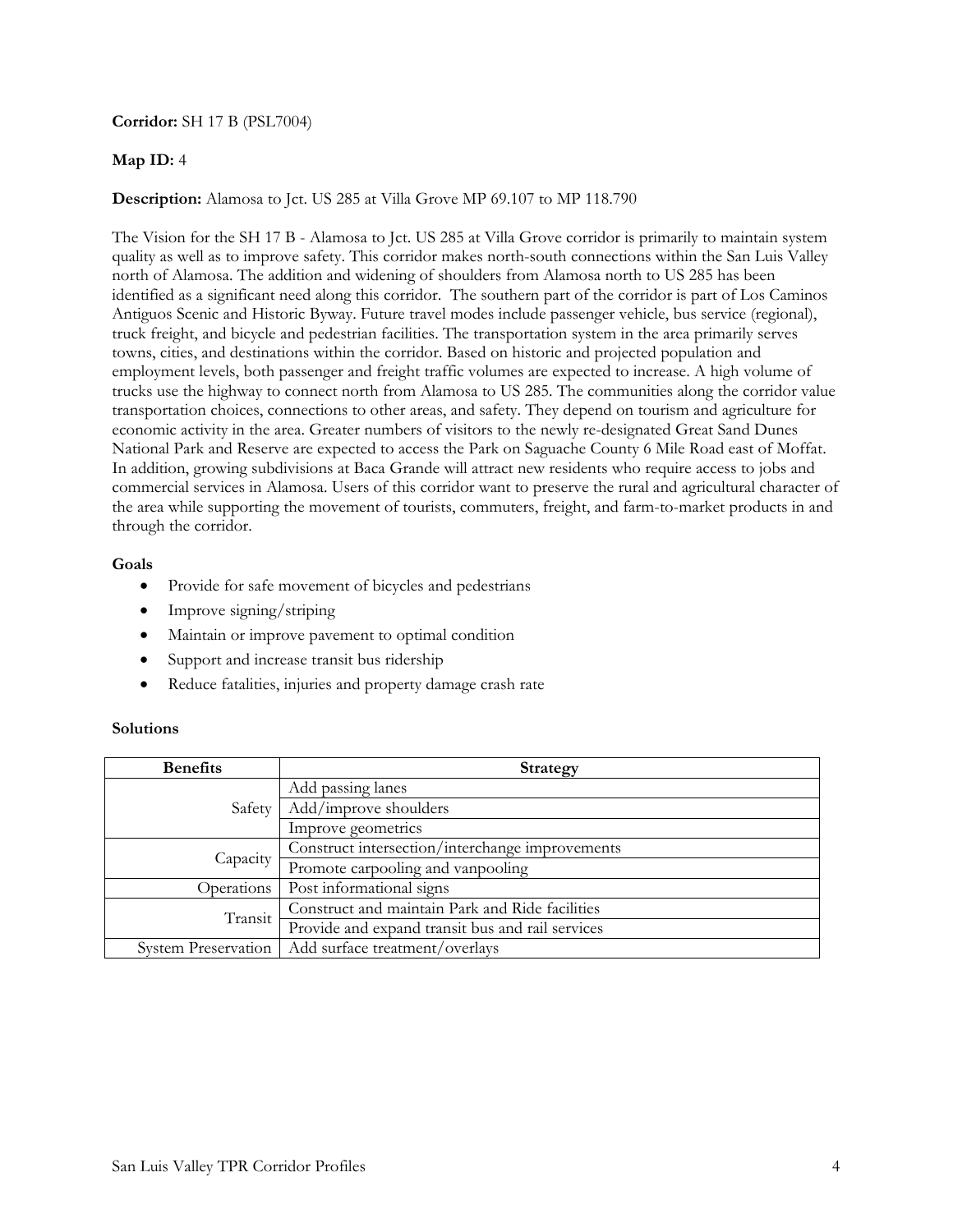**Corridor:** SH 17 B (PSL7004)

**Map ID:** 4

**Description:** Alamosa to Jct. US 285 at Villa Grove MP 69.107 to MP 118.790

The Vision for the SH 17 B - Alamosa to Jct. US 285 at Villa Grove corridor is primarily to maintain system quality as well as to improve safety. This corridor makes north-south connections within the San Luis Valley north of Alamosa. The addition and widening of shoulders from Alamosa north to US 285 has been identified as a significant need along this corridor. The southern part of the corridor is part of Los Caminos Antiguos Scenic and Historic Byway. Future travel modes include passenger vehicle, bus service (regional), truck freight, and bicycle and pedestrian facilities. The transportation system in the area primarily serves towns, cities, and destinations within the corridor. Based on historic and projected population and employment levels, both passenger and freight traffic volumes are expected to increase. A high volume of trucks use the highway to connect north from Alamosa to US 285. The communities along the corridor value transportation choices, connections to other areas, and safety. They depend on tourism and agriculture for economic activity in the area. Greater numbers of visitors to the newly re-designated Great Sand Dunes National Park and Reserve are expected to access the Park on Saguache County 6 Mile Road east of Moffat. In addition, growing subdivisions at Baca Grande will attract new residents who require access to jobs and commercial services in Alamosa. Users of this corridor want to preserve the rural and agricultural character of the area while supporting the movement of tourists, commuters, freight, and farm-to-market products in and through the corridor.

**Goals**

- Provide for safe movement of bicycles and pedestrians
- Improve signing/striping
- Maintain or improve pavement to optimal condition
- Support and increase transit bus ridership
- Reduce fatalities, injuries and property damage crash rate

**Solutions**

| Benefits | Strategy |
|---|---|
| Safety | Add passing lanes |
| | Add/improve shoulders |
| | Improve geometrics |
| Capacity | Construct intersection/interchange improvements |
| | Promote carpooling and vanpooling |
| Operations | Post informational signs |
| Transit | Construct and maintain Park and Ride facilities |
| | Provide and expand transit bus and rail services |
| System Preservation | Add surface treatment/overlays |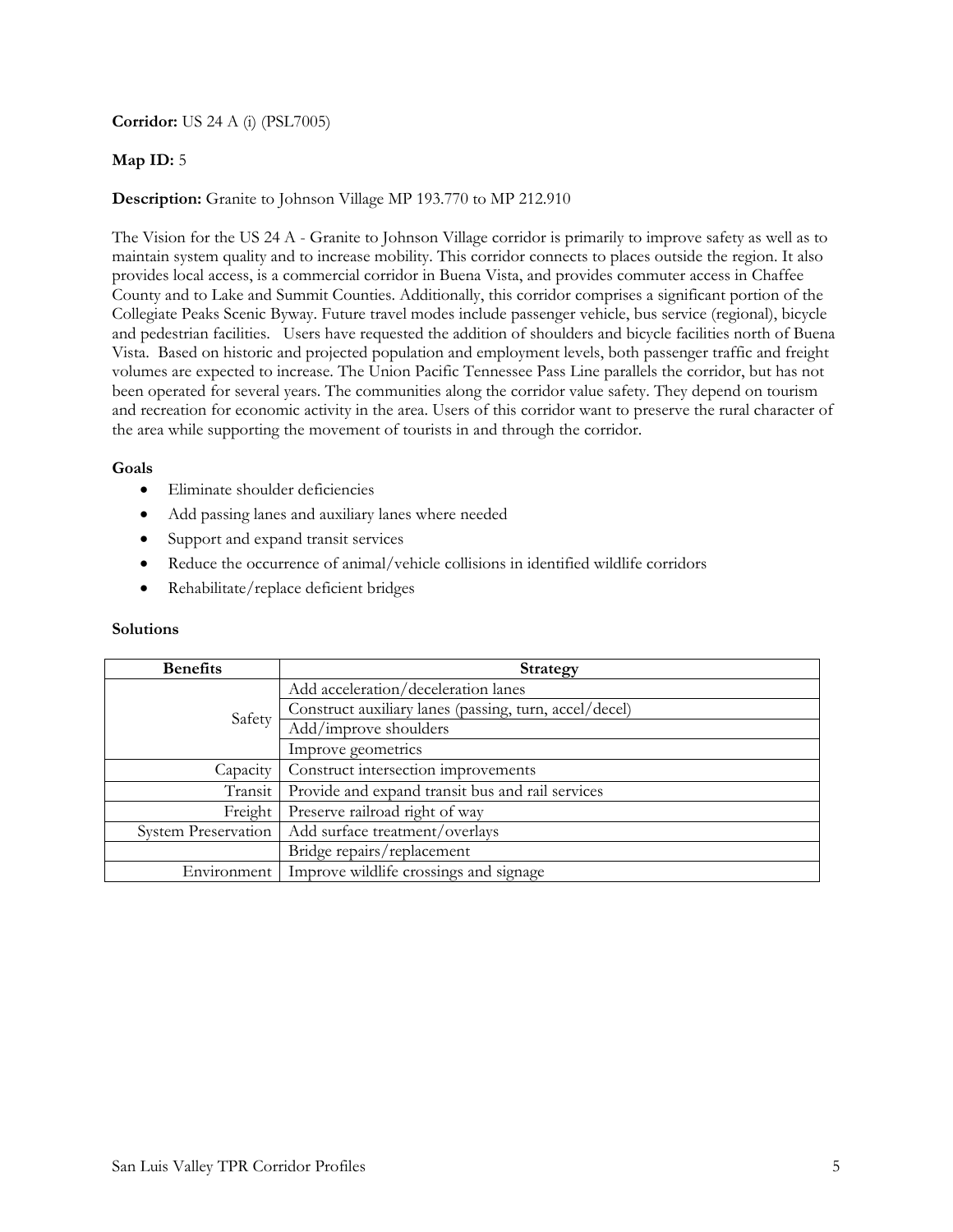**Corridor:** US 24 A (i) (PSL7005)

**Map ID:** 5

**Description:** Granite to Johnson Village MP 193.770 to MP 212.910

The Vision for the US 24 A - Granite to Johnson Village corridor is primarily to improve safety as well as to maintain system quality and to increase mobility. This corridor connects to places outside the region. It also provides local access, is a commercial corridor in Buena Vista, and provides commuter access in Chaffee County and to Lake and Summit Counties. Additionally, this corridor comprises a significant portion of the Collegiate Peaks Scenic Byway. Future travel modes include passenger vehicle, bus service (regional), bicycle and pedestrian facilities. Users have requested the addition of shoulders and bicycle facilities north of Buena Vista. Based on historic and projected population and employment levels, both passenger traffic and freight volumes are expected to increase. The Union Pacific Tennessee Pass Line parallels the corridor, but has not been operated for several years. The communities along the corridor value safety. They depend on tourism and recreation for economic activity in the area. Users of this corridor want to preserve the rural character of the area while supporting the movement of tourists in and through the corridor.

**Goals**

- Eliminate shoulder deficiencies
- Add passing lanes and auxiliary lanes where needed
- Support and expand transit services
- Reduce the occurrence of animal/vehicle collisions in identified wildlife corridors
- Rehabilitate/replace deficient bridges

**Solutions**

| Benefits | Strategy |
|---|---|
| Safety | Add acceleration/deceleration lanes |
| | Construct auxiliary lanes (passing, turn, accel/decel) |
| | Add/improve shoulders |
| | Improve geometrics |
| Capacity | Construct intersection improvements |
| Transit | Provide and expand transit bus and rail services |
| Freight | Preserve railroad right of way |
| System Preservation | Add surface treatment/overlays |
| | Bridge repairs/replacement |
| Environment | Improve wildlife crossings and signage |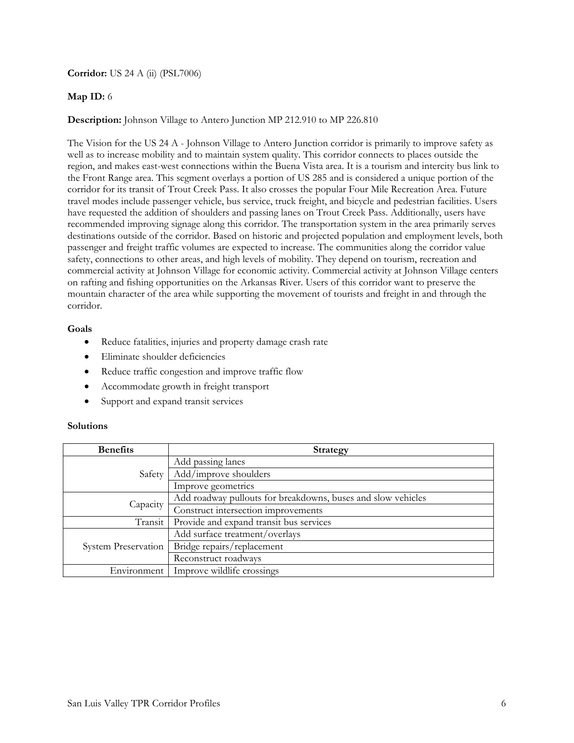**Corridor:** US 24 A (ii) (PSL7006)

**Map ID:** 6

**Description:** Johnson Village to Antero Junction MP 212.910 to MP 226.810

The Vision for the US 24 A - Johnson Village to Antero Junction corridor is primarily to improve safety as well as to increase mobility and to maintain system quality. This corridor connects to places outside the region, and makes east-west connections within the Buena Vista area. It is a tourism and intercity bus link to the Front Range area. This segment overlays a portion of US 285 and is considered a unique portion of the corridor for its transit of Trout Creek Pass. It also crosses the popular Four Mile Recreation Area. Future travel modes include passenger vehicle, bus service, truck freight, and bicycle and pedestrian facilities. Users have requested the addition of shoulders and passing lanes on Trout Creek Pass. Additionally, users have recommended improving signage along this corridor. The transportation system in the area primarily serves destinations outside of the corridor. Based on historic and projected population and employment levels, both passenger and freight traffic volumes are expected to increase. The communities along the corridor value safety, connections to other areas, and high levels of mobility. They depend on tourism, recreation and commercial activity at Johnson Village for economic activity. Commercial activity at Johnson Village centers on rafting and fishing opportunities on the Arkansas River. Users of this corridor want to preserve the mountain character of the area while supporting the movement of tourists and freight in and through the corridor.

**Goals**

- Reduce fatalities, injuries and property damage crash rate
- Eliminate shoulder deficiencies
- Reduce traffic congestion and improve traffic flow
- Accommodate growth in freight transport
- Support and expand transit services

**Solutions**

| Benefits | Strategy |
|---|---|
| Safety | Add passing lanes |
| | Add/improve shoulders |
| | Improve geometrics |
| Capacity | Add roadway pullouts for breakdowns, buses and slow vehicles |
| | Construct intersection improvements |
| Transit | Provide and expand transit bus services |
| System Preservation | Add surface treatment/overlays |
| | Bridge repairs/replacement |
| | Reconstruct roadways |
| Environment | Improve wildlife crossings |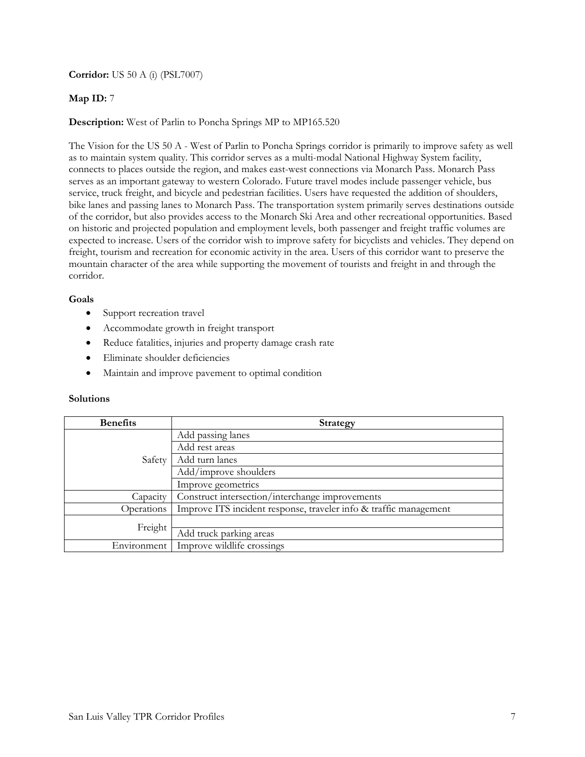**Corridor:** US 50 A (i) (PSL7007)

**Map ID:** 7

**Description:** West of Parlin to Poncha Springs MP to MP165.520

The Vision for the US 50 A - West of Parlin to Poncha Springs corridor is primarily to improve safety as well as to maintain system quality. This corridor serves as a multi-modal National Highway System facility, connects to places outside the region, and makes east-west connections via Monarch Pass. Monarch Pass serves as an important gateway to western Colorado. Future travel modes include passenger vehicle, bus service, truck freight, and bicycle and pedestrian facilities. Users have requested the addition of shoulders, bike lanes and passing lanes to Monarch Pass. The transportation system primarily serves destinations outside of the corridor, but also provides access to the Monarch Ski Area and other recreational opportunities. Based on historic and projected population and employment levels, both passenger and freight traffic volumes are expected to increase. Users of the corridor wish to improve safety for bicyclists and vehicles. They depend on freight, tourism and recreation for economic activity in the area. Users of this corridor want to preserve the mountain character of the area while supporting the movement of tourists and freight in and through the corridor.

**Goals**

- Support recreation travel
- Accommodate growth in freight transport
- Reduce fatalities, injuries and property damage crash rate
- Eliminate shoulder deficiencies
- Maintain and improve pavement to optimal condition

**Solutions**

| Benefits | Strategy |
|---|---|
| Safety | Add passing lanes |
| | Add rest areas |
| | Add turn lanes |
| | Add/improve shoulders |
| | Improve geometrics |
| Capacity | Construct intersection/interchange improvements |
| Operations | Improve ITS incident response, traveler info & traffic management |
| Freight | |
| | Add truck parking areas |
| Environment | Improve wildlife crossings |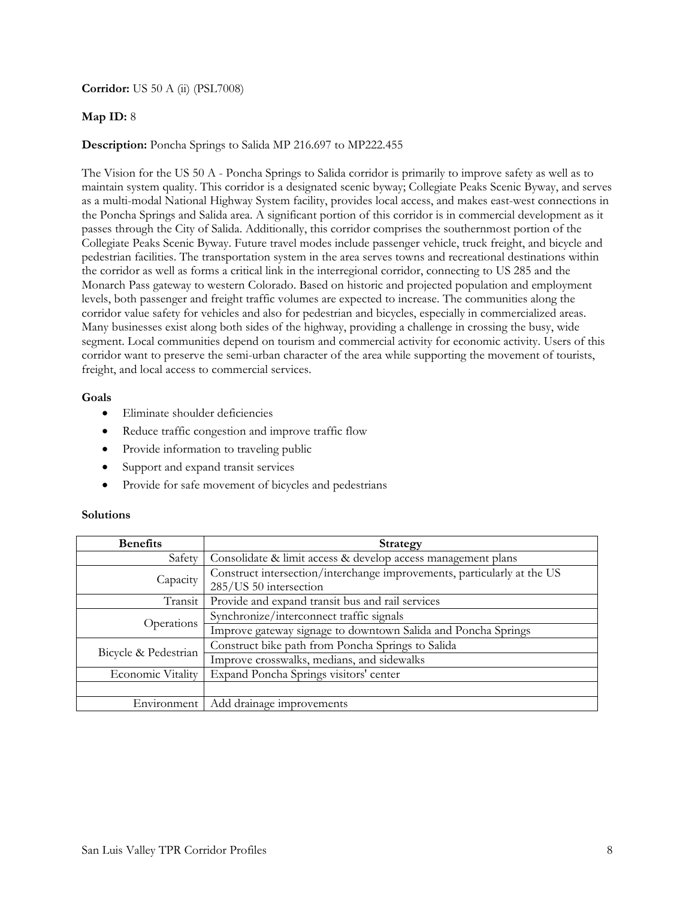**Corridor:** US 50 A (ii) (PSL7008)

**Map ID:** 8

**Description:** Poncha Springs to Salida MP 216.697 to MP222.455

The Vision for the US 50 A - Poncha Springs to Salida corridor is primarily to improve safety as well as to maintain system quality. This corridor is a designated scenic byway; Collegiate Peaks Scenic Byway, and serves as a multi-modal National Highway System facility, provides local access, and makes east-west connections in the Poncha Springs and Salida area. A significant portion of this corridor is in commercial development as it passes through the City of Salida. Additionally, this corridor comprises the southernmost portion of the Collegiate Peaks Scenic Byway. Future travel modes include passenger vehicle, truck freight, and bicycle and pedestrian facilities. The transportation system in the area serves towns and recreational destinations within the corridor as well as forms a critical link in the interregional corridor, connecting to US 285 and the Monarch Pass gateway to western Colorado. Based on historic and projected population and employment levels, both passenger and freight traffic volumes are expected to increase. The communities along the corridor value safety for vehicles and also for pedestrian and bicycles, especially in commercialized areas. Many businesses exist along both sides of the highway, providing a challenge in crossing the busy, wide segment. Local communities depend on tourism and commercial activity for economic activity. Users of this corridor want to preserve the semi-urban character of the area while supporting the movement of tourists, freight, and local access to commercial services.

**Goals**

- Eliminate shoulder deficiencies
- Reduce traffic congestion and improve traffic flow
- Provide information to traveling public
- Support and expand transit services
- Provide for safe movement of bicycles and pedestrians

**Solutions**

| Benefits | Strategy |
|---|---|
| Safety | Consolidate & limit access & develop access management plans |
| Capacity | Construct intersection/interchange improvements, particularly at the US 285/US 50 intersection |
| Transit | Provide and expand transit bus and rail services |
| Operations | Synchronize/interconnect traffic signals |
| | Improve gateway signage to downtown Salida and Poncha Springs |
| Bicycle & Pedestrian | Construct bike path from Poncha Springs to Salida |
| | Improve crosswalks, medians, and sidewalks |
| Economic Vitality | Expand Poncha Springs visitors' center |
| | |
| Environment | Add drainage improvements |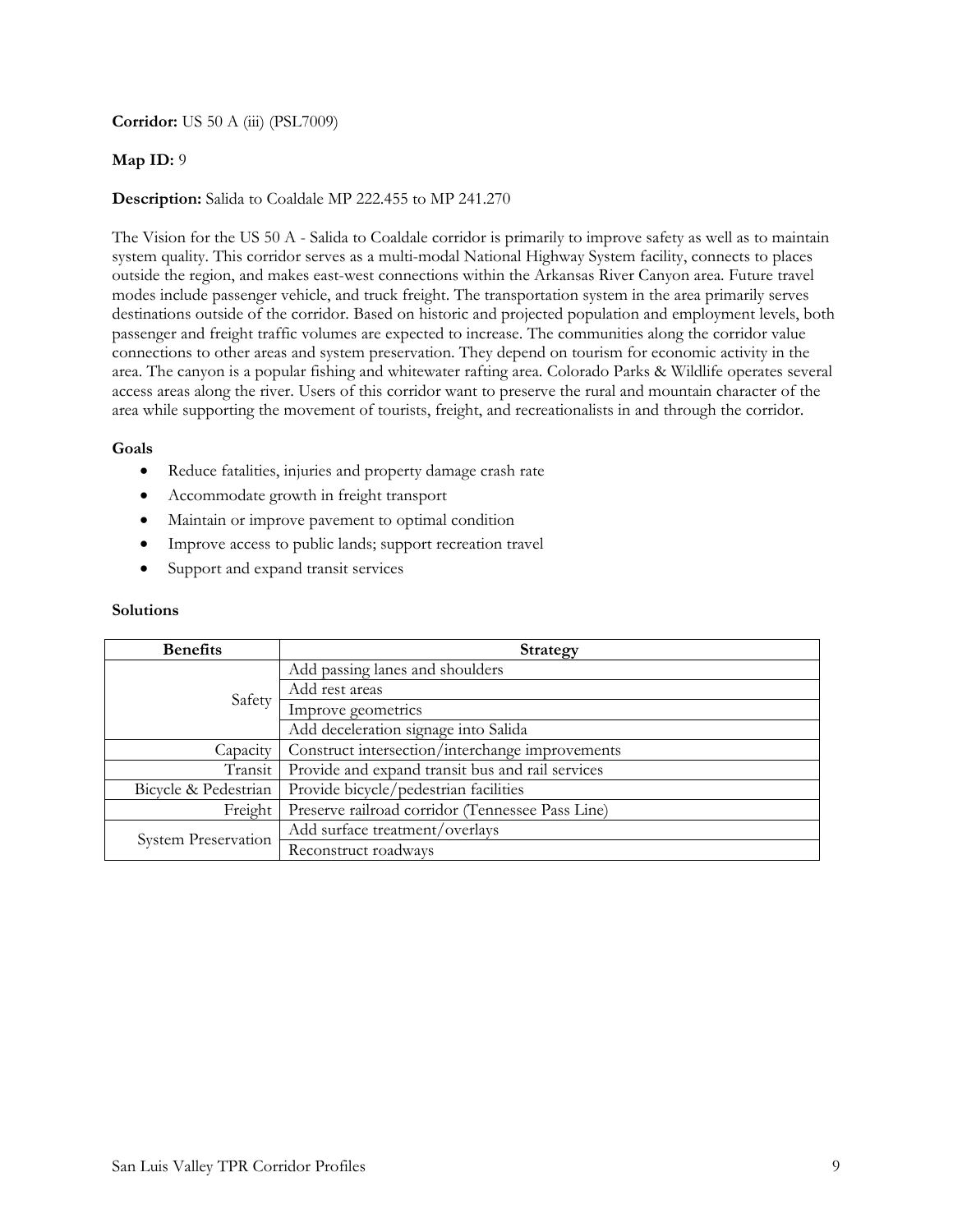**Corridor:** US 50 A (iii) (PSL7009)

**Map ID:** 9

**Description:** Salida to Coaldale MP 222.455 to MP 241.270

The Vision for the US 50 A - Salida to Coaldale corridor is primarily to improve safety as well as to maintain system quality. This corridor serves as a multi-modal National Highway System facility, connects to places outside the region, and makes east-west connections within the Arkansas River Canyon area. Future travel modes include passenger vehicle, and truck freight. The transportation system in the area primarily serves destinations outside of the corridor. Based on historic and projected population and employment levels, both passenger and freight traffic volumes are expected to increase. The communities along the corridor value connections to other areas and system preservation. They depend on tourism for economic activity in the area. The canyon is a popular fishing and whitewater rafting area. Colorado Parks & Wildlife operates several access areas along the river. Users of this corridor want to preserve the rural and mountain character of the area while supporting the movement of tourists, freight, and recreationalists in and through the corridor.

**Goals**

- Reduce fatalities, injuries and property damage crash rate
- Accommodate growth in freight transport
- Maintain or improve pavement to optimal condition
- Improve access to public lands; support recreation travel
- Support and expand transit services

**Solutions**

| Benefits | Strategy |
|---|---|
| Safety | Add passing lanes and shoulders |
| | Add rest areas |
| | Improve geometrics |
| | Add deceleration signage into Salida |
| Capacity | Construct intersection/interchange improvements |
| Transit | Provide and expand transit bus and rail services |
| Bicycle & Pedestrian | Provide bicycle/pedestrian facilities |
| Freight | Preserve railroad corridor (Tennessee Pass Line) |
| System Preservation | Add surface treatment/overlays |
| | Reconstruct roadways |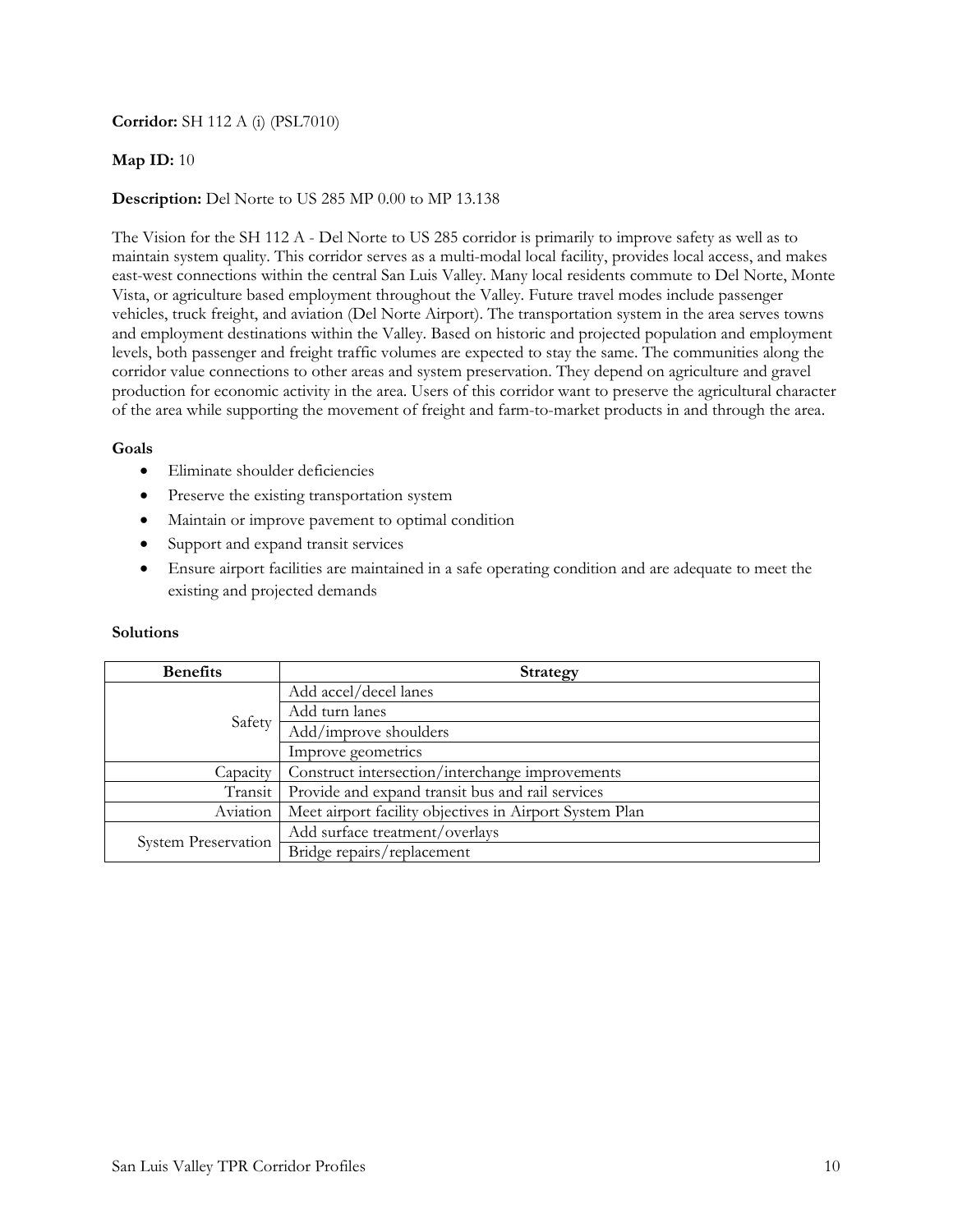**Corridor:** SH 112 A (i) (PSL7010)

**Map ID:** 10

**Description:** Del Norte to US 285 MP 0.00 to MP 13.138

The Vision for the SH 112 A - Del Norte to US 285 corridor is primarily to improve safety as well as to maintain system quality. This corridor serves as a multi-modal local facility, provides local access, and makes east-west connections within the central San Luis Valley. Many local residents commute to Del Norte, Monte Vista, or agriculture based employment throughout the Valley. Future travel modes include passenger vehicles, truck freight, and aviation (Del Norte Airport). The transportation system in the area serves towns and employment destinations within the Valley. Based on historic and projected population and employment levels, both passenger and freight traffic volumes are expected to stay the same. The communities along the corridor value connections to other areas and system preservation. They depend on agriculture and gravel production for economic activity in the area. Users of this corridor want to preserve the agricultural character of the area while supporting the movement of freight and farm-to-market products in and through the area.

**Goals**

- Eliminate shoulder deficiencies
- Preserve the existing transportation system
- Maintain or improve pavement to optimal condition
- Support and expand transit services
- Ensure airport facilities are maintained in a safe operating condition and are adequate to meet the existing and projected demands

**Solutions**

| Benefits | Strategy |
|---|---|
| Safety | Add accel/decel lanes |
| | Add turn lanes |
| | Add/improve shoulders |
| | Improve geometrics |
| Capacity | Construct intersection/interchange improvements |
| Transit | Provide and expand transit bus and rail services |
| Aviation | Meet airport facility objectives in Airport System Plan |
| System Preservation | Add surface treatment/overlays |
| | Bridge repairs/replacement |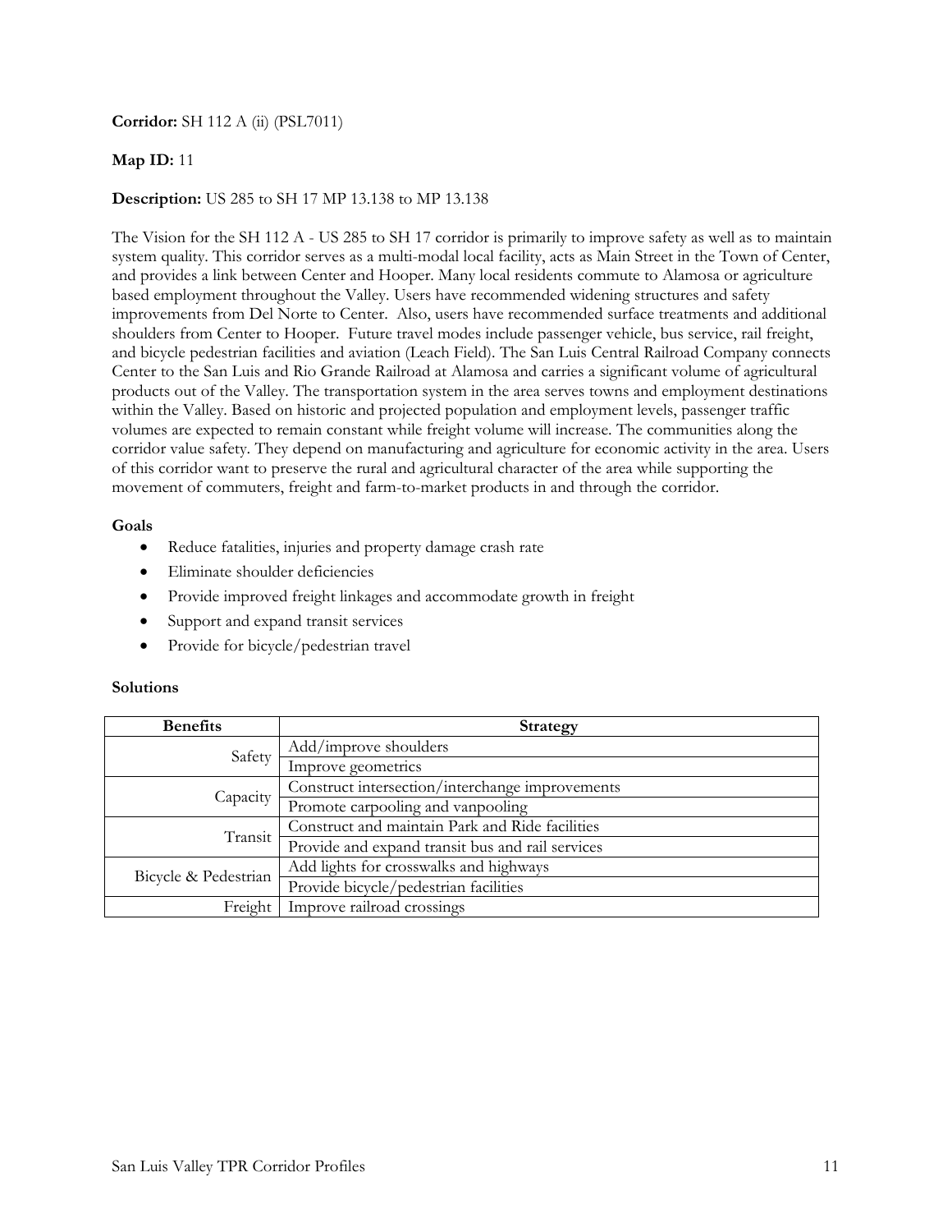**Corridor:** SH 112 A (ii) (PSL7011)

**Map ID:** 11

**Description:** US 285 to SH 17 MP 13.138 to MP 13.138

The Vision for the SH 112 A - US 285 to SH 17 corridor is primarily to improve safety as well as to maintain system quality. This corridor serves as a multi-modal local facility, acts as Main Street in the Town of Center, and provides a link between Center and Hooper. Many local residents commute to Alamosa or agriculture based employment throughout the Valley. Users have recommended widening structures and safety improvements from Del Norte to Center. Also, users have recommended surface treatments and additional shoulders from Center to Hooper. Future travel modes include passenger vehicle, bus service, rail freight, and bicycle pedestrian facilities and aviation (Leach Field). The San Luis Central Railroad Company connects Center to the San Luis and Rio Grande Railroad at Alamosa and carries a significant volume of agricultural products out of the Valley. The transportation system in the area serves towns and employment destinations within the Valley. Based on historic and projected population and employment levels, passenger traffic volumes are expected to remain constant while freight volume will increase. The communities along the corridor value safety. They depend on manufacturing and agriculture for economic activity in the area. Users of this corridor want to preserve the rural and agricultural character of the area while supporting the movement of commuters, freight and farm-to-market products in and through the corridor.

**Goals**

- Reduce fatalities, injuries and property damage crash rate
- Eliminate shoulder deficiencies
- Provide improved freight linkages and accommodate growth in freight
- Support and expand transit services
- Provide for bicycle/pedestrian travel

**Solutions**

| Benefits | Strategy |
|---|---|
| Safety | Add/improve shoulders |
| | Improve geometrics |
| Capacity | Construct intersection/interchange improvements |
| | Promote carpooling and vanpooling |
| Transit | Construct and maintain Park and Ride facilities |
| | Provide and expand transit bus and rail services |
| Bicycle & Pedestrian | Add lights for crosswalks and highways |
| | Provide bicycle/pedestrian facilities |
| Freight | Improve railroad crossings |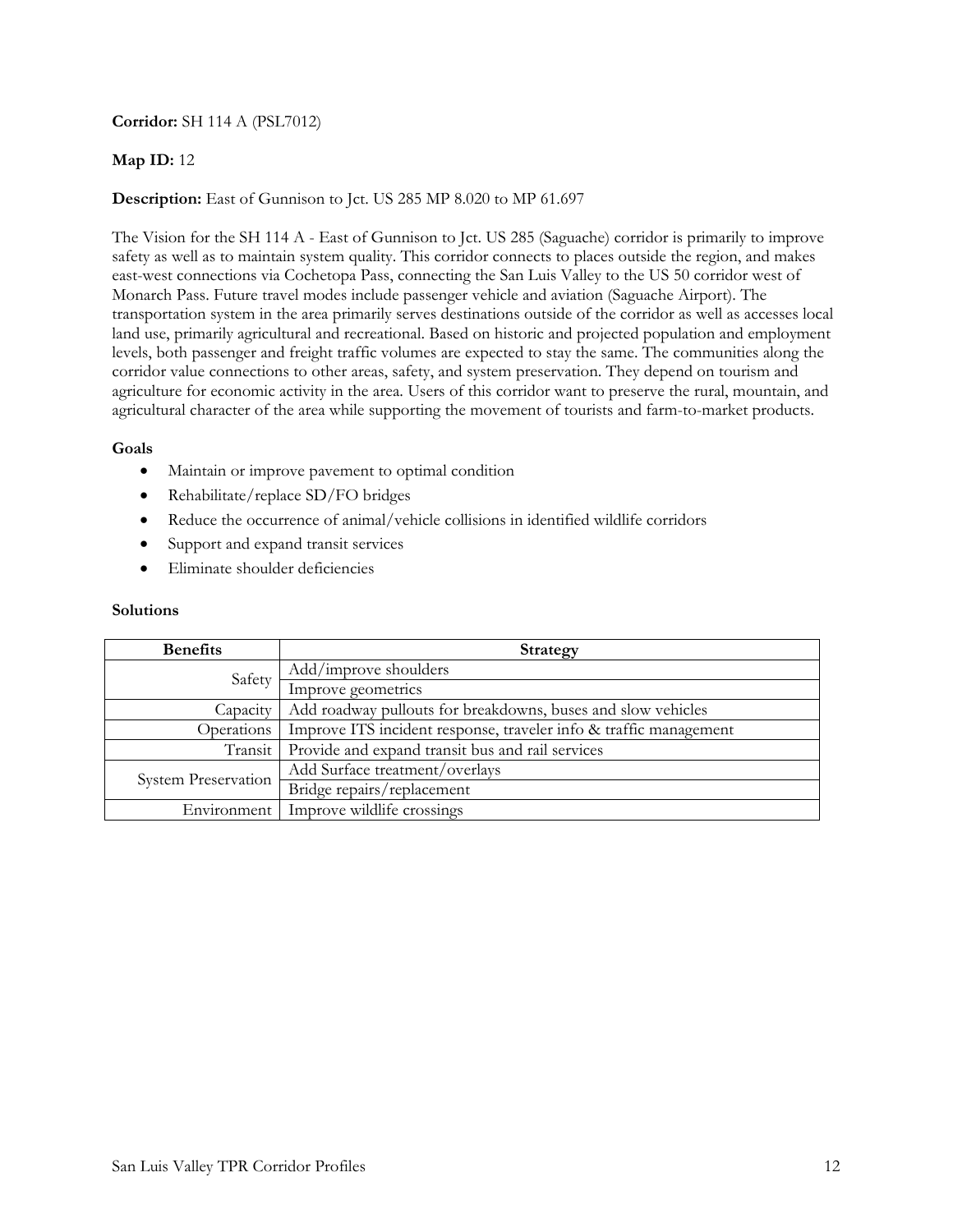**Corridor:** SH 114 A (PSL7012)

**Map ID:** 12

**Description:** East of Gunnison to Jct. US 285 MP 8.020 to MP 61.697

The Vision for the SH 114 A - East of Gunnison to Jct. US 285 (Saguache) corridor is primarily to improve safety as well as to maintain system quality. This corridor connects to places outside the region, and makes east-west connections via Cochetopa Pass, connecting the San Luis Valley to the US 50 corridor west of Monarch Pass. Future travel modes include passenger vehicle and aviation (Saguache Airport). The transportation system in the area primarily serves destinations outside of the corridor as well as accesses local land use, primarily agricultural and recreational. Based on historic and projected population and employment levels, both passenger and freight traffic volumes are expected to stay the same. The communities along the corridor value connections to other areas, safety, and system preservation. They depend on tourism and agriculture for economic activity in the area. Users of this corridor want to preserve the rural, mountain, and agricultural character of the area while supporting the movement of tourists and farm-to-market products.

**Goals**

- Maintain or improve pavement to optimal condition
- Rehabilitate/replace SD/FO bridges
- Reduce the occurrence of animal/vehicle collisions in identified wildlife corridors
- Support and expand transit services
- Eliminate shoulder deficiencies

**Solutions**

| Benefits | Strategy |
|---|---|
| Safety | Add/improve shoulders |
| | Improve geometrics |
| Capacity | Add roadway pullouts for breakdowns, buses and slow vehicles |
| Operations | Improve ITS incident response, traveler info & traffic management |
| Transit | Provide and expand transit bus and rail services |
| System Preservation | Add Surface treatment/overlays |
| | Bridge repairs/replacement |
| Environment | Improve wildlife crossings |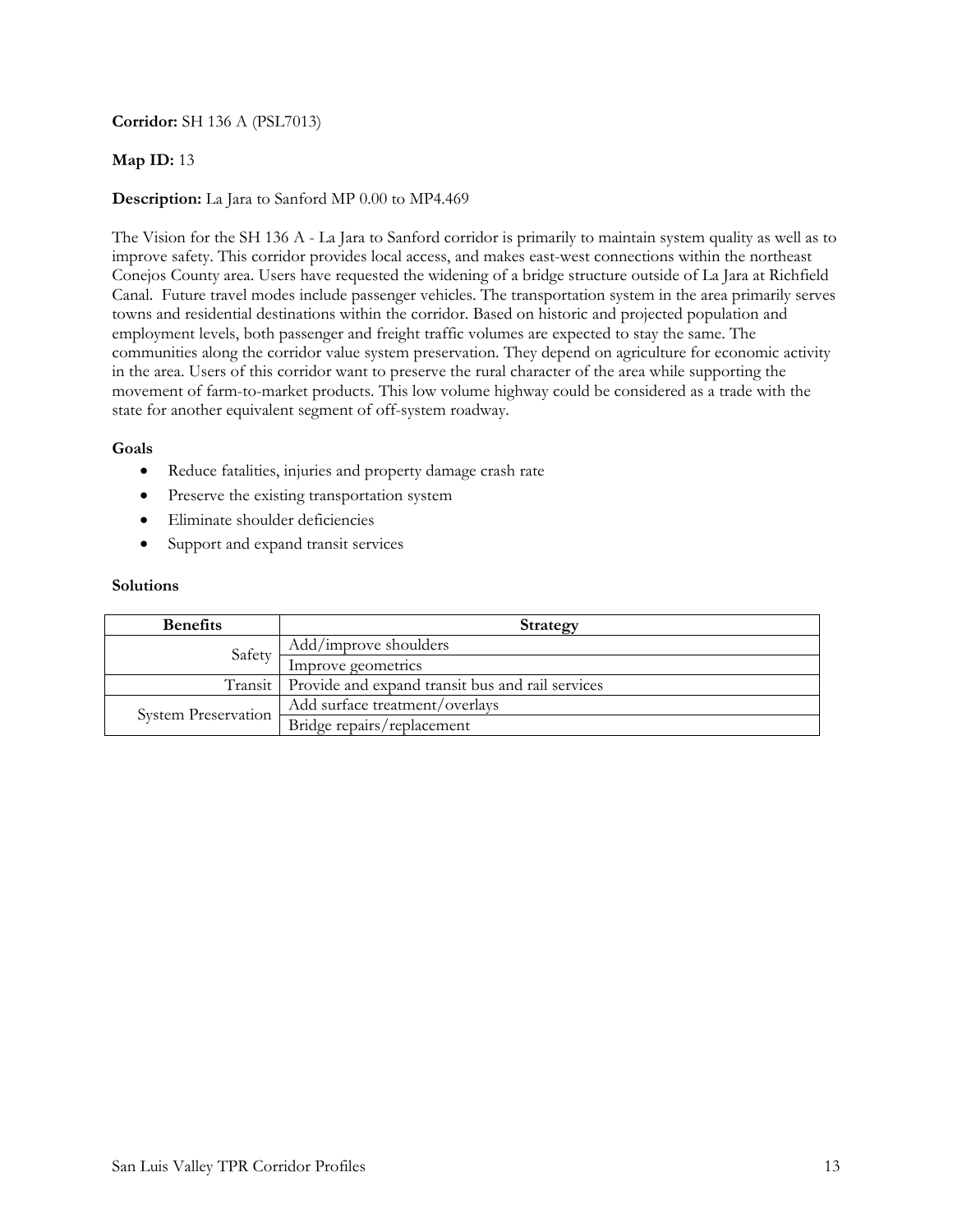**Corridor:** SH 136 A (PSL7013)

**Map ID:** 13

**Description:** La Jara to Sanford MP 0.00 to MP4.469

The Vision for the SH 136 A - La Jara to Sanford corridor is primarily to maintain system quality as well as to improve safety. This corridor provides local access, and makes east-west connections within the northeast Conejos County area. Users have requested the widening of a bridge structure outside of La Jara at Richfield Canal. Future travel modes include passenger vehicles. The transportation system in the area primarily serves towns and residential destinations within the corridor. Based on historic and projected population and employment levels, both passenger and freight traffic volumes are expected to stay the same. The communities along the corridor value system preservation. They depend on agriculture for economic activity in the area. Users of this corridor want to preserve the rural character of the area while supporting the movement of farm-to-market products. This low volume highway could be considered as a trade with the state for another equivalent segment of off-system roadway.

**Goals**

- Reduce fatalities, injuries and property damage crash rate
- Preserve the existing transportation system
- Eliminate shoulder deficiencies
- Support and expand transit services

**Solutions**

| Benefits | Strategy |
|---|---|
| Safety | Add/improve shoulders |
| | Improve geometrics |
| Transit | Provide and expand transit bus and rail services |
| System Preservation | Add surface treatment/overlays |
| | Bridge repairs/replacement |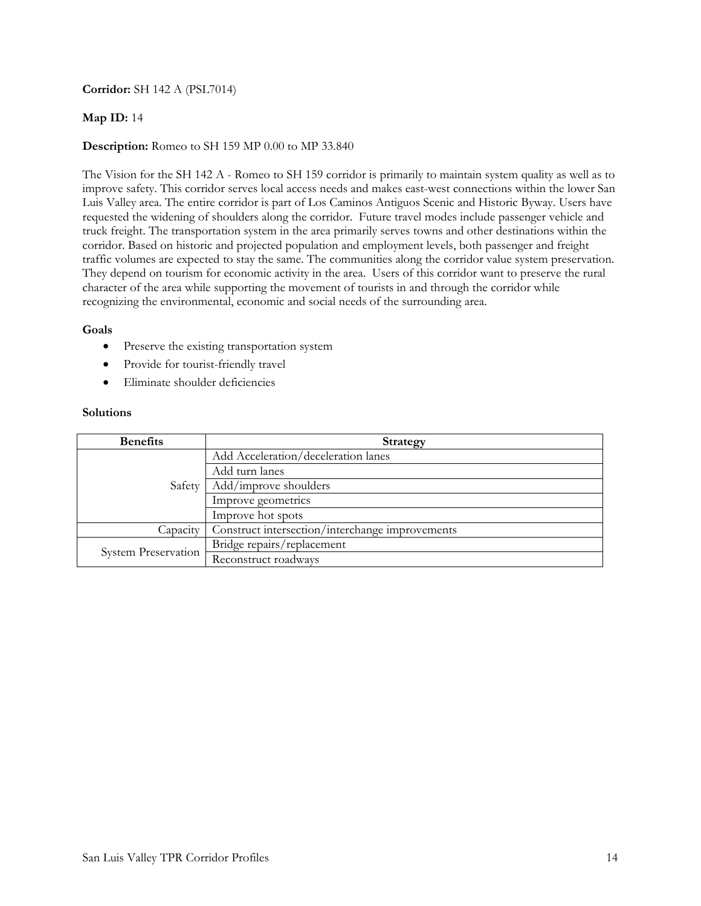**Corridor:** SH 142 A (PSL7014)

**Map ID:** 14

**Description:** Romeo to SH 159 MP 0.00 to MP 33.840

The Vision for the SH 142 A - Romeo to SH 159 corridor is primarily to maintain system quality as well as to improve safety. This corridor serves local access needs and makes east-west connections within the lower San Luis Valley area. The entire corridor is part of Los Caminos Antiguos Scenic and Historic Byway. Users have requested the widening of shoulders along the corridor. Future travel modes include passenger vehicle and truck freight. The transportation system in the area primarily serves towns and other destinations within the corridor. Based on historic and projected population and employment levels, both passenger and freight traffic volumes are expected to stay the same. The communities along the corridor value system preservation. They depend on tourism for economic activity in the area. Users of this corridor want to preserve the rural character of the area while supporting the movement of tourists in and through the corridor while recognizing the environmental, economic and social needs of the surrounding area.

**Goals**

- Preserve the existing transportation system
- Provide for tourist-friendly travel
- Eliminate shoulder deficiencies

**Solutions**

| Benefits | Strategy |
|---|---|
| Safety | Add Acceleration/deceleration lanes |
| | Add turn lanes |
| | Add/improve shoulders |
| | Improve geometrics |
| | Improve hot spots |
| Capacity | Construct intersection/interchange improvements |
| System Preservation | Bridge repairs/replacement |
| | Reconstruct roadways |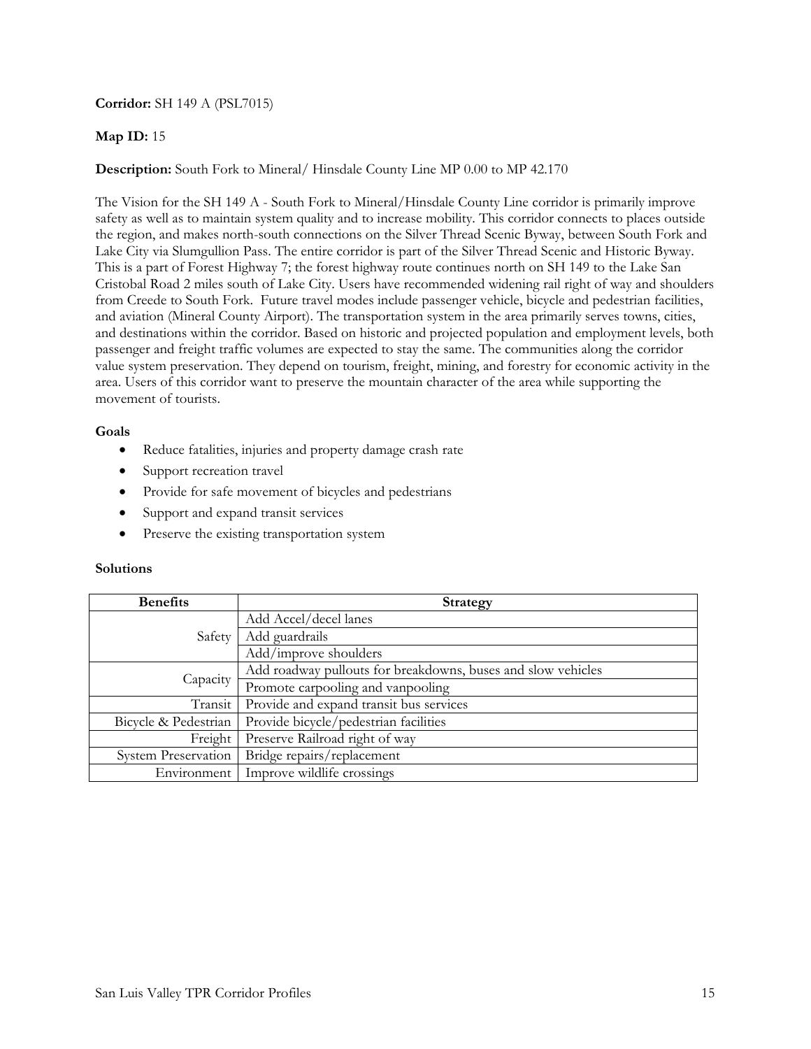**Corridor:** SH 149 A (PSL7015)

**Map ID:** 15

**Description:** South Fork to Mineral/ Hinsdale County Line MP 0.00 to MP 42.170

The Vision for the SH 149 A - South Fork to Mineral/Hinsdale County Line corridor is primarily improve safety as well as to maintain system quality and to increase mobility. This corridor connects to places outside the region, and makes north-south connections on the Silver Thread Scenic Byway, between South Fork and Lake City via Slumgullion Pass. The entire corridor is part of the Silver Thread Scenic and Historic Byway. This is a part of Forest Highway 7; the forest highway route continues north on SH 149 to the Lake San Cristobal Road 2 miles south of Lake City. Users have recommended widening rail right of way and shoulders from Creede to South Fork. Future travel modes include passenger vehicle, bicycle and pedestrian facilities, and aviation (Mineral County Airport). The transportation system in the area primarily serves towns, cities, and destinations within the corridor. Based on historic and projected population and employment levels, both passenger and freight traffic volumes are expected to stay the same. The communities along the corridor value system preservation. They depend on tourism, freight, mining, and forestry for economic activity in the area. Users of this corridor want to preserve the mountain character of the area while supporting the movement of tourists.

**Goals**

- Reduce fatalities, injuries and property damage crash rate
- Support recreation travel
- Provide for safe movement of bicycles and pedestrians
- Support and expand transit services
- Preserve the existing transportation system

**Solutions**

| Benefits | Strategy |
|---|---|
| Safety | Add Accel/decel lanes |
| | Add guardrails |
| | Add/improve shoulders |
| Capacity | Add roadway pullouts for breakdowns, buses and slow vehicles |
| | Promote carpooling and vanpooling |
| Transit | Provide and expand transit bus services |
| Bicycle & Pedestrian | Provide bicycle/pedestrian facilities |
| Freight | Preserve Railroad right of way |
| System Preservation | Bridge repairs/replacement |
| Environment | Improve wildlife crossings |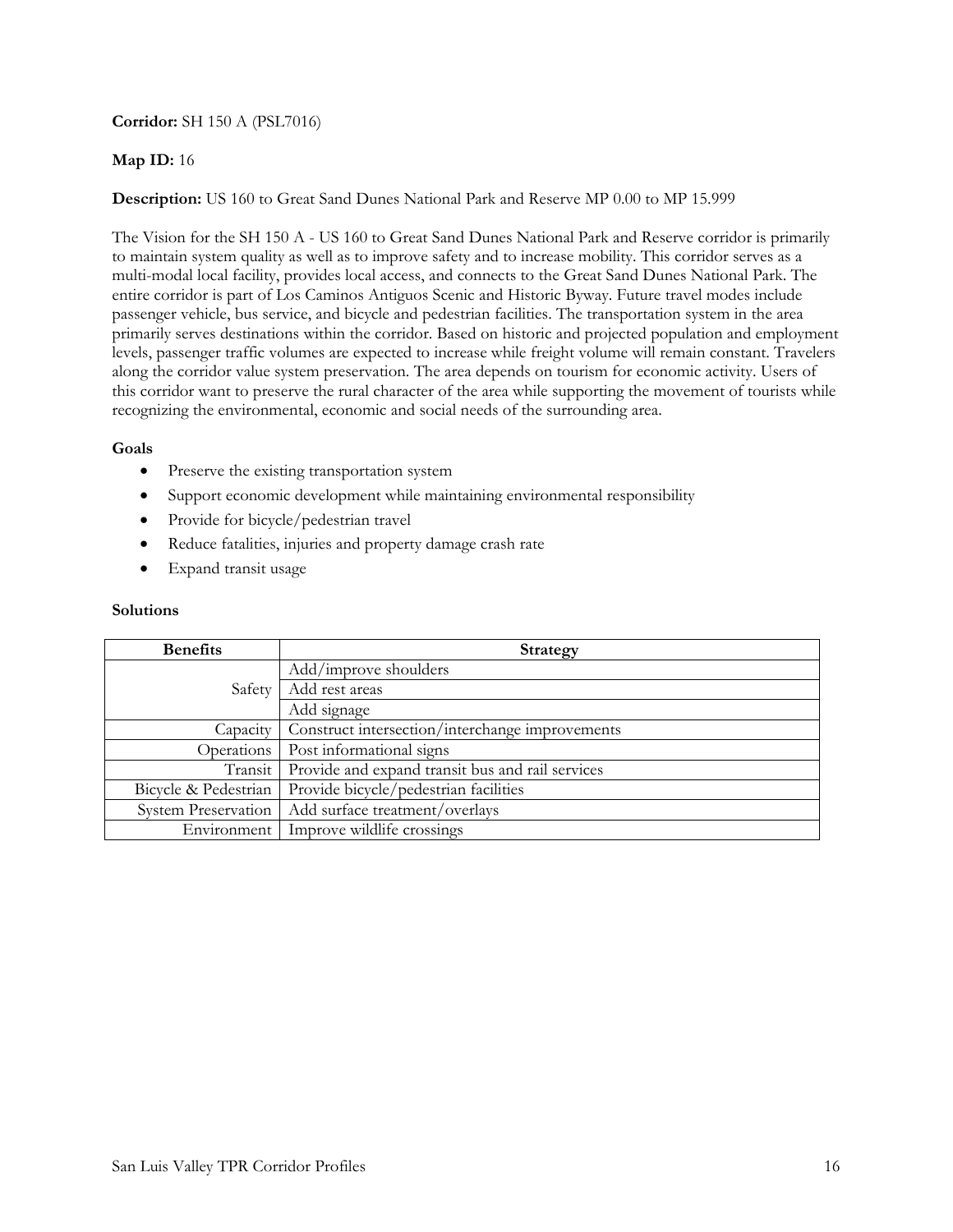**Corridor:** SH 150 A (PSL7016)

**Map ID:** 16

**Description:** US 160 to Great Sand Dunes National Park and Reserve MP 0.00 to MP 15.999

The Vision for the SH 150 A - US 160 to Great Sand Dunes National Park and Reserve corridor is primarily to maintain system quality as well as to improve safety and to increase mobility. This corridor serves as a multi-modal local facility, provides local access, and connects to the Great Sand Dunes National Park. The entire corridor is part of Los Caminos Antiguos Scenic and Historic Byway. Future travel modes include passenger vehicle, bus service, and bicycle and pedestrian facilities. The transportation system in the area primarily serves destinations within the corridor. Based on historic and projected population and employment levels, passenger traffic volumes are expected to increase while freight volume will remain constant. Travelers along the corridor value system preservation. The area depends on tourism for economic activity. Users of this corridor want to preserve the rural character of the area while supporting the movement of tourists while recognizing the environmental, economic and social needs of the surrounding area.

**Goals**

- Preserve the existing transportation system
- Support economic development while maintaining environmental responsibility
- Provide for bicycle/pedestrian travel
- Reduce fatalities, injuries and property damage crash rate
- Expand transit usage

**Solutions**

| Benefits | Strategy |
|---|---|
| Safety | Add/improve shoulders |
| | Add rest areas |
| | Add signage |
| Capacity | Construct intersection/interchange improvements |
| Operations | Post informational signs |
| Transit | Provide and expand transit bus and rail services |
| Bicycle & Pedestrian | Provide bicycle/pedestrian facilities |
| System Preservation | Add surface treatment/overlays |
| Environment | Improve wildlife crossings |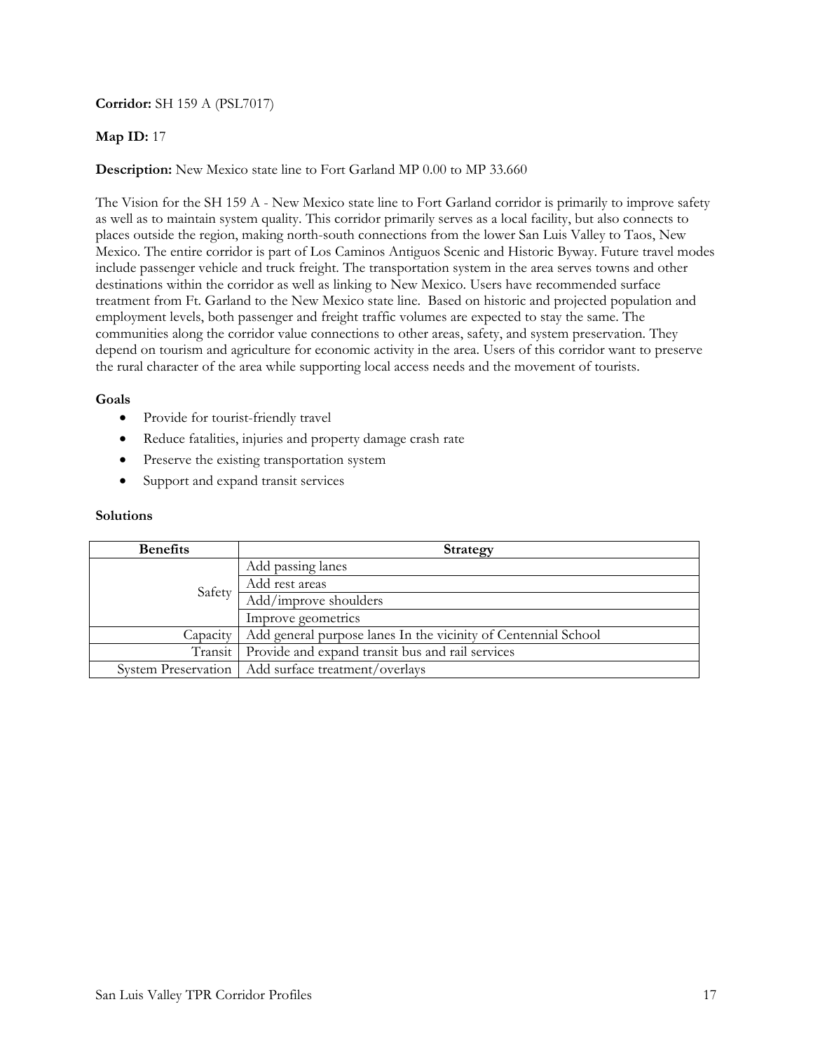**Corridor:** SH 159 A (PSL7017)

**Map ID:** 17

**Description:** New Mexico state line to Fort Garland MP 0.00 to MP 33.660

The Vision for the SH 159 A - New Mexico state line to Fort Garland corridor is primarily to improve safety as well as to maintain system quality. This corridor primarily serves as a local facility, but also connects to places outside the region, making north-south connections from the lower San Luis Valley to Taos, New Mexico. The entire corridor is part of Los Caminos Antiguos Scenic and Historic Byway. Future travel modes include passenger vehicle and truck freight. The transportation system in the area serves towns and other destinations within the corridor as well as linking to New Mexico. Users have recommended surface treatment from Ft. Garland to the New Mexico state line. Based on historic and projected population and employment levels, both passenger and freight traffic volumes are expected to stay the same. The communities along the corridor value connections to other areas, safety, and system preservation. They depend on tourism and agriculture for economic activity in the area. Users of this corridor want to preserve the rural character of the area while supporting local access needs and the movement of tourists.

**Goals**

- Provide for tourist-friendly travel
- Reduce fatalities, injuries and property damage crash rate
- Preserve the existing transportation system
- Support and expand transit services

**Solutions**

| Benefits | Strategy |
|---|---|
| Safety | Add passing lanes |
| | Add rest areas |
| | Add/improve shoulders |
| | Improve geometrics |
| Capacity | Add general purpose lanes In the vicinity of Centennial School |
| Transit | Provide and expand transit bus and rail services |
| System Preservation | Add surface treatment/overlays |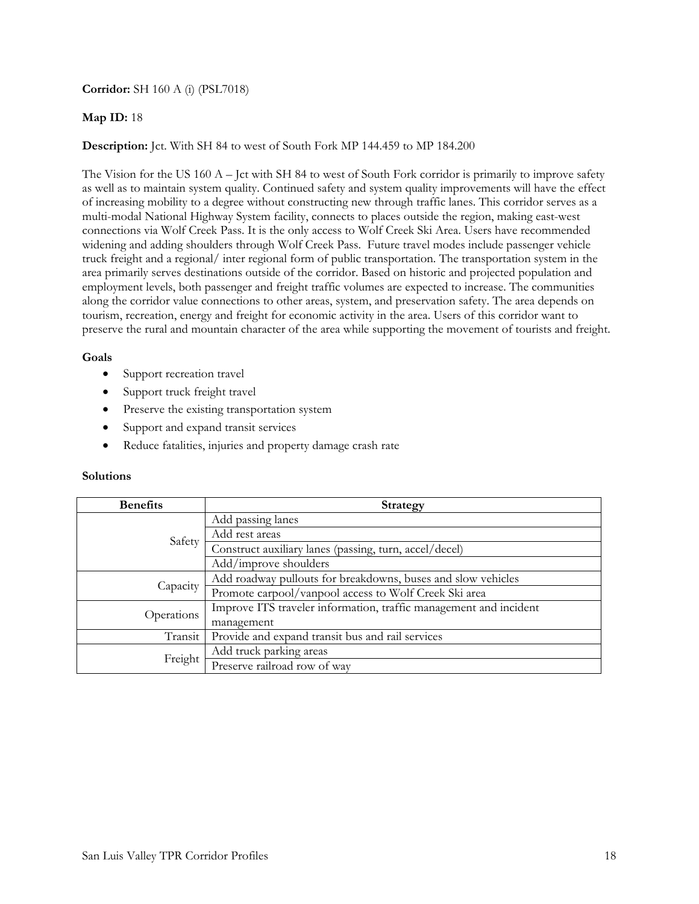**Corridor:** SH 160 A (i) (PSL7018)

**Map ID:** 18

**Description:** Jct. With SH 84 to west of South Fork MP 144.459 to MP 184.200

The Vision for the US 160 A – Jct with SH 84 to west of South Fork corridor is primarily to improve safety as well as to maintain system quality. Continued safety and system quality improvements will have the effect of increasing mobility to a degree without constructing new through traffic lanes. This corridor serves as a multi-modal National Highway System facility, connects to places outside the region, making east-west connections via Wolf Creek Pass. It is the only access to Wolf Creek Ski Area. Users have recommended widening and adding shoulders through Wolf Creek Pass. Future travel modes include passenger vehicle truck freight and a regional/ inter regional form of public transportation. The transportation system in the area primarily serves destinations outside of the corridor. Based on historic and projected population and employment levels, both passenger and freight traffic volumes are expected to increase. The communities along the corridor value connections to other areas, system, and preservation safety. The area depends on tourism, recreation, energy and freight for economic activity in the area. Users of this corridor want to preserve the rural and mountain character of the area while supporting the movement of tourists and freight.

**Goals**

- Support recreation travel
- Support truck freight travel
- Preserve the existing transportation system
- Support and expand transit services
- Reduce fatalities, injuries and property damage crash rate

**Solutions**

| Benefits | Strategy |
|---|---|
| Safety | Add passing lanes |
| | Add rest areas |
| | Construct auxiliary lanes (passing, turn, accel/decel) |
| | Add/improve shoulders |
| Capacity | Add roadway pullouts for breakdowns, buses and slow vehicles |
| | Promote carpool/vanpool access to Wolf Creek Ski area |
| Operations | Improve ITS traveler information, traffic management and incident management |
| Transit | Provide and expand transit bus and rail services |
| Freight | Add truck parking areas |
| | Preserve railroad row of way |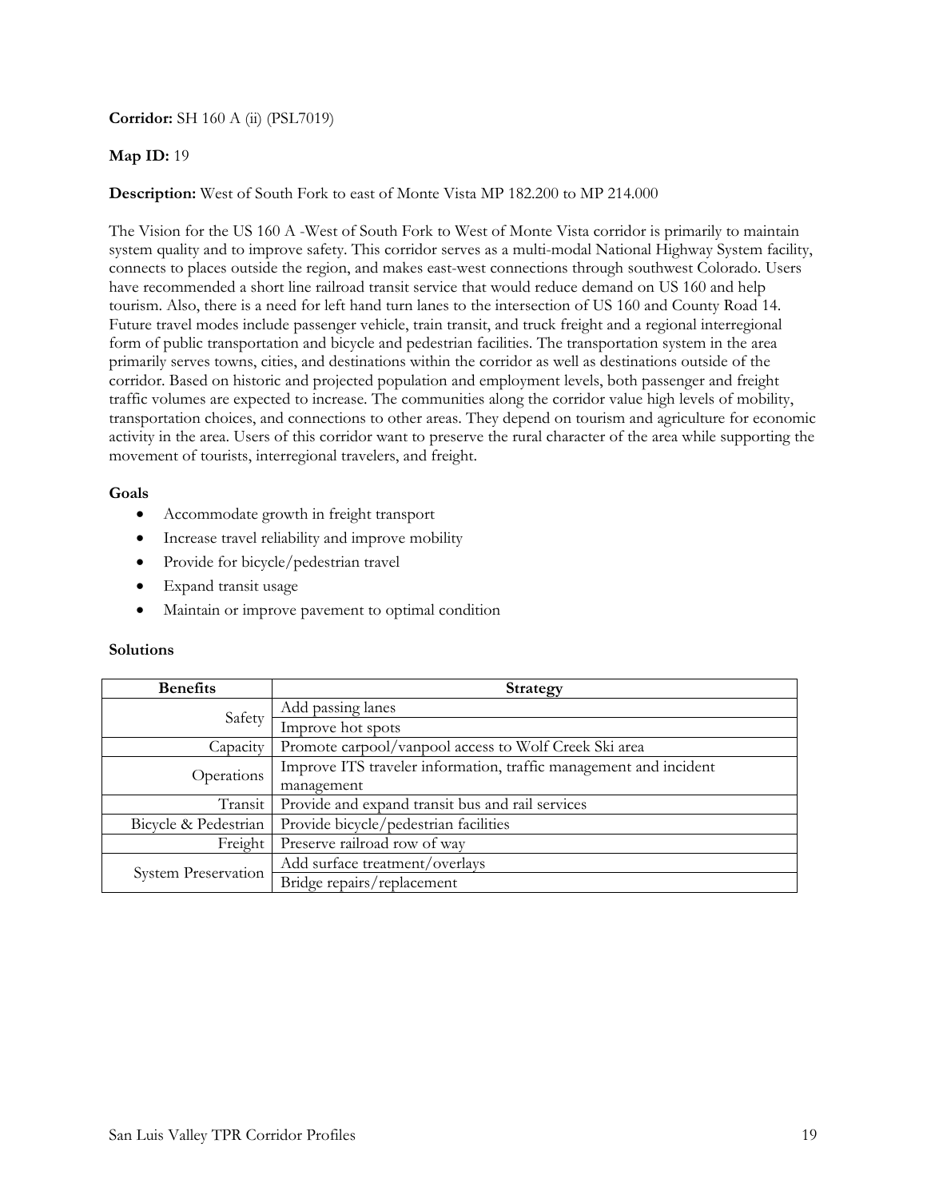**Corridor:** SH 160 A (ii) (PSL7019)

**Map ID:** 19

**Description:** West of South Fork to east of Monte Vista MP 182.200 to MP 214.000

The Vision for the US 160 A -West of South Fork to West of Monte Vista corridor is primarily to maintain system quality and to improve safety. This corridor serves as a multi-modal National Highway System facility, connects to places outside the region, and makes east-west connections through southwest Colorado. Users have recommended a short line railroad transit service that would reduce demand on US 160 and help tourism. Also, there is a need for left hand turn lanes to the intersection of US 160 and County Road 14. Future travel modes include passenger vehicle, train transit, and truck freight and a regional interregional form of public transportation and bicycle and pedestrian facilities. The transportation system in the area primarily serves towns, cities, and destinations within the corridor as well as destinations outside of the corridor. Based on historic and projected population and employment levels, both passenger and freight traffic volumes are expected to increase. The communities along the corridor value high levels of mobility, transportation choices, and connections to other areas. They depend on tourism and agriculture for economic activity in the area. Users of this corridor want to preserve the rural character of the area while supporting the movement of tourists, interregional travelers, and freight.

**Goals**

- Accommodate growth in freight transport
- Increase travel reliability and improve mobility
- Provide for bicycle/pedestrian travel
- Expand transit usage
- Maintain or improve pavement to optimal condition

**Solutions**

| Benefits | Strategy |
|---|---|
| Safety | Add passing lanes |
| | Improve hot spots |
| Capacity | Promote carpool/vanpool access to Wolf Creek Ski area |
| Operations | Improve ITS traveler information, traffic management and incident management |
| Transit | Provide and expand transit bus and rail services |
| Bicycle & Pedestrian | Provide bicycle/pedestrian facilities |
| Freight | Preserve railroad row of way |
| System Preservation | Add surface treatment/overlays |
| | Bridge repairs/replacement |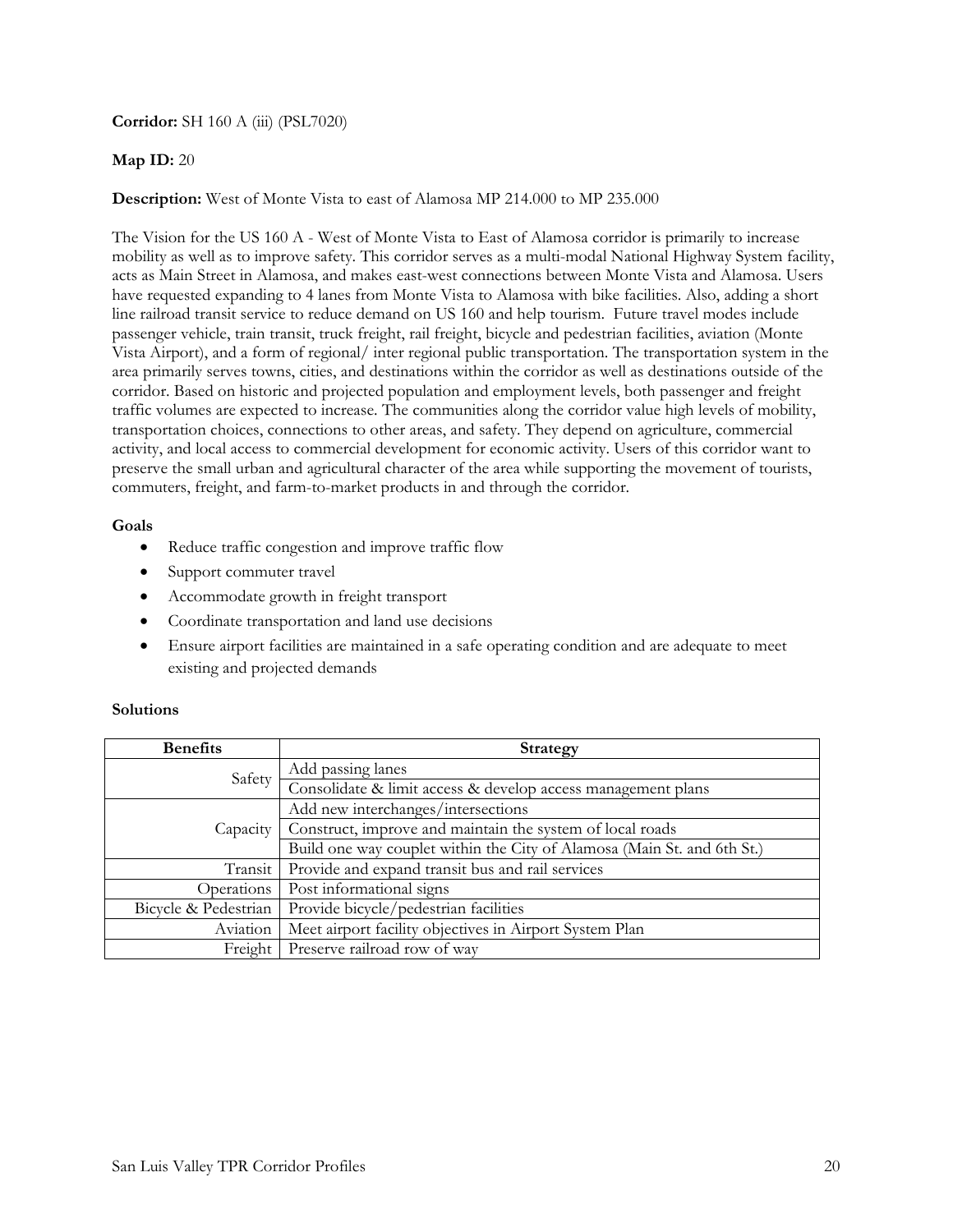**Corridor:** SH 160 A (iii) (PSL7020)

**Map ID:** 20

**Description:** West of Monte Vista to east of Alamosa MP 214.000 to MP 235.000

The Vision for the US 160 A - West of Monte Vista to East of Alamosa corridor is primarily to increase mobility as well as to improve safety. This corridor serves as a multi-modal National Highway System facility, acts as Main Street in Alamosa, and makes east-west connections between Monte Vista and Alamosa. Users have requested expanding to 4 lanes from Monte Vista to Alamosa with bike facilities. Also, adding a short line railroad transit service to reduce demand on US 160 and help tourism. Future travel modes include passenger vehicle, train transit, truck freight, rail freight, bicycle and pedestrian facilities, aviation (Monte Vista Airport), and a form of regional/ inter regional public transportation. The transportation system in the area primarily serves towns, cities, and destinations within the corridor as well as destinations outside of the corridor. Based on historic and projected population and employment levels, both passenger and freight traffic volumes are expected to increase. The communities along the corridor value high levels of mobility, transportation choices, connections to other areas, and safety. They depend on agriculture, commercial activity, and local access to commercial development for economic activity. Users of this corridor want to preserve the small urban and agricultural character of the area while supporting the movement of tourists, commuters, freight, and farm-to-market products in and through the corridor.

**Goals**

- Reduce traffic congestion and improve traffic flow
- Support commuter travel
- Accommodate growth in freight transport
- Coordinate transportation and land use decisions
- Ensure airport facilities are maintained in a safe operating condition and are adequate to meet existing and projected demands

**Solutions**

| Benefits | Strategy |
|---|---|
| Safety | Add passing lanes |
| | Consolidate & limit access & develop access management plans |
| Capacity | Add new interchanges/intersections |
| | Construct, improve and maintain the system of local roads |
| | Build one way couplet within the City of Alamosa (Main St. and 6th St.) |
| Transit | Provide and expand transit bus and rail services |
| Operations | Post informational signs |
| Bicycle & Pedestrian | Provide bicycle/pedestrian facilities |
| Aviation | Meet airport facility objectives in Airport System Plan |
| Freight | Preserve railroad row of way |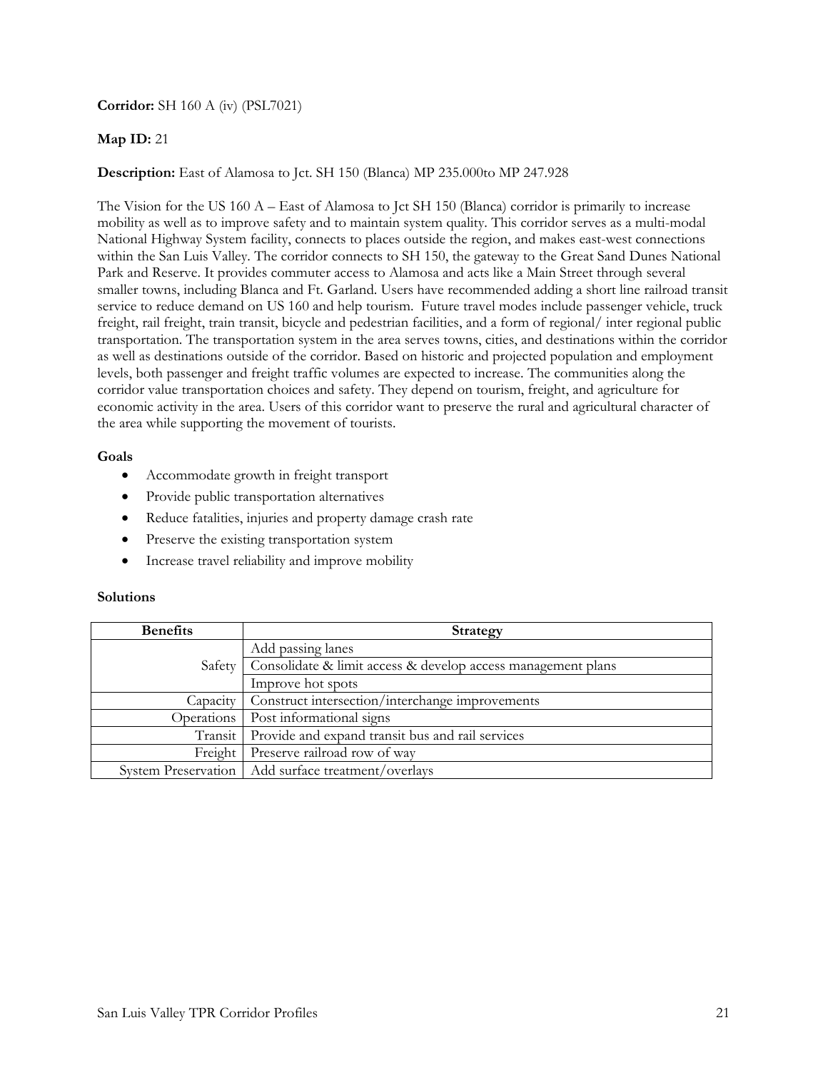**Corridor:** SH 160 A (iv) (PSL7021)

**Map ID:** 21

**Description:** East of Alamosa to Jct. SH 150 (Blanca) MP 235.000to MP 247.928

The Vision for the US 160 A – East of Alamosa to Jct SH 150 (Blanca) corridor is primarily to increase mobility as well as to improve safety and to maintain system quality. This corridor serves as a multi-modal National Highway System facility, connects to places outside the region, and makes east-west connections within the San Luis Valley. The corridor connects to SH 150, the gateway to the Great Sand Dunes National Park and Reserve. It provides commuter access to Alamosa and acts like a Main Street through several smaller towns, including Blanca and Ft. Garland. Users have recommended adding a short line railroad transit service to reduce demand on US 160 and help tourism. Future travel modes include passenger vehicle, truck freight, rail freight, train transit, bicycle and pedestrian facilities, and a form of regional/ inter regional public transportation. The transportation system in the area serves towns, cities, and destinations within the corridor as well as destinations outside of the corridor. Based on historic and projected population and employment levels, both passenger and freight traffic volumes are expected to increase. The communities along the corridor value transportation choices and safety. They depend on tourism, freight, and agriculture for economic activity in the area. Users of this corridor want to preserve the rural and agricultural character of the area while supporting the movement of tourists.

**Goals**

- Accommodate growth in freight transport
- Provide public transportation alternatives
- Reduce fatalities, injuries and property damage crash rate
- Preserve the existing transportation system
- Increase travel reliability and improve mobility

**Solutions**

| Benefits | Strategy |
|---|---|
| Safety | Add passing lanes |
| | Consolidate & limit access & develop access management plans |
| | Improve hot spots |
| Capacity | Construct intersection/interchange improvements |
| Operations | Post informational signs |
| Transit | Provide and expand transit bus and rail services |
| Freight | Preserve railroad row of way |
| System Preservation | Add surface treatment/overlays |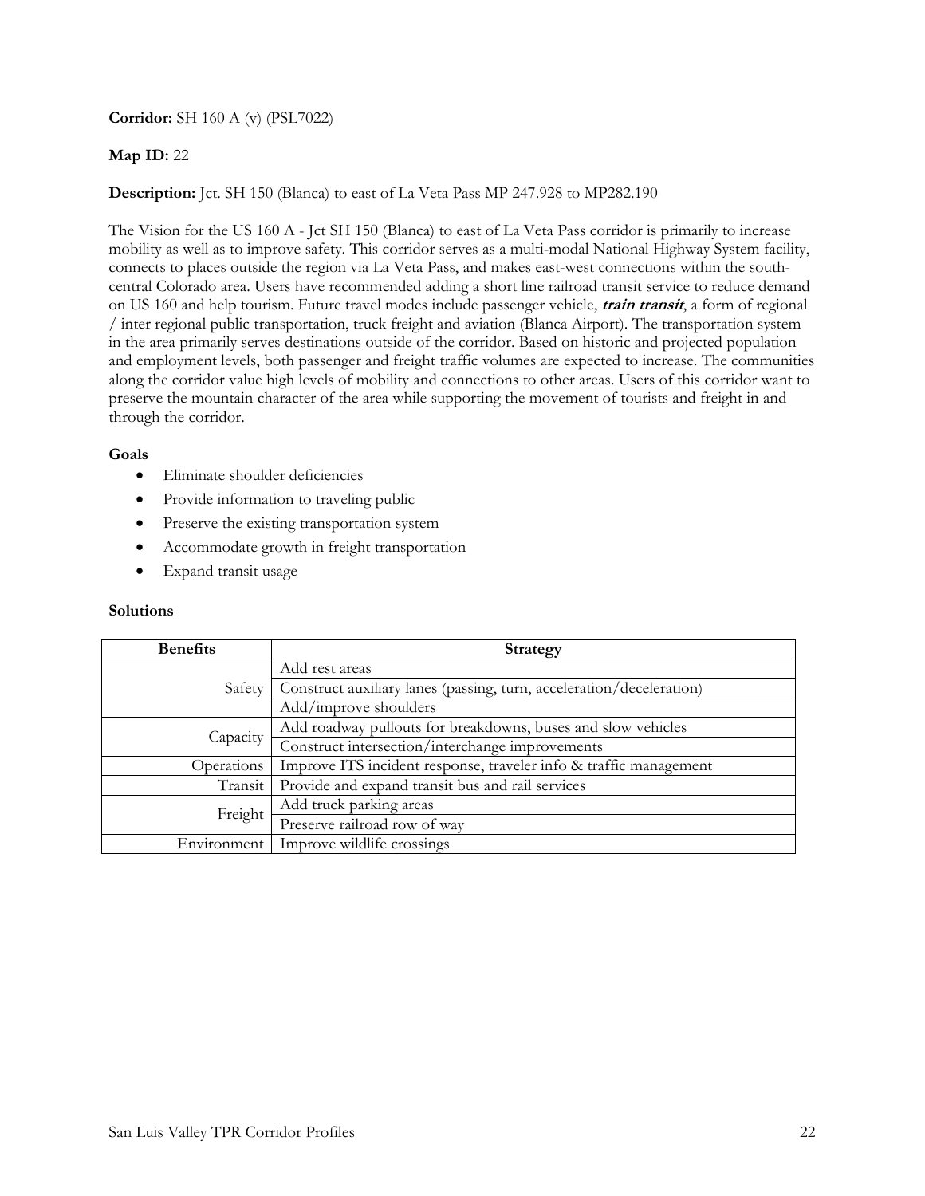**Corridor:** SH 160 A (v) (PSL7022)

**Map ID:** 22

**Description:** Jct. SH 150 (Blanca) to east of La Veta Pass MP 247.928 to MP282.190

The Vision for the US 160 A - Jct SH 150 (Blanca) to east of La Veta Pass corridor is primarily to increase mobility as well as to improve safety. This corridor serves as a multi-modal National Highway System facility, connects to places outside the region via La Veta Pass, and makes east-west connections within the south-central Colorado area. Users have recommended adding a short line railroad transit service to reduce demand on US 160 and help tourism. Future travel modes include passenger vehicle, ***train transit***, a form of regional / inter regional public transportation, truck freight and aviation (Blanca Airport). The transportation system in the area primarily serves destinations outside of the corridor. Based on historic and projected population and employment levels, both passenger and freight traffic volumes are expected to increase. The communities along the corridor value high levels of mobility and connections to other areas. Users of this corridor want to preserve the mountain character of the area while supporting the movement of tourists and freight in and through the corridor.

**Goals**

- Eliminate shoulder deficiencies
- Provide information to traveling public
- Preserve the existing transportation system
- Accommodate growth in freight transportation
- Expand transit usage

**Solutions**

| Benefits | Strategy |
|---|---|
| Safety | Add rest areas |
| | Construct auxiliary lanes (passing, turn, acceleration/deceleration) |
| | Add/improve shoulders |
| Capacity | Add roadway pullouts for breakdowns, buses and slow vehicles |
| | Construct intersection/interchange improvements |
| Operations | Improve ITS incident response, traveler info & traffic management |
| Transit | Provide and expand transit bus and rail services |
| Freight | Add truck parking areas |
| | Preserve railroad row of way |
| Environment | Improve wildlife crossings |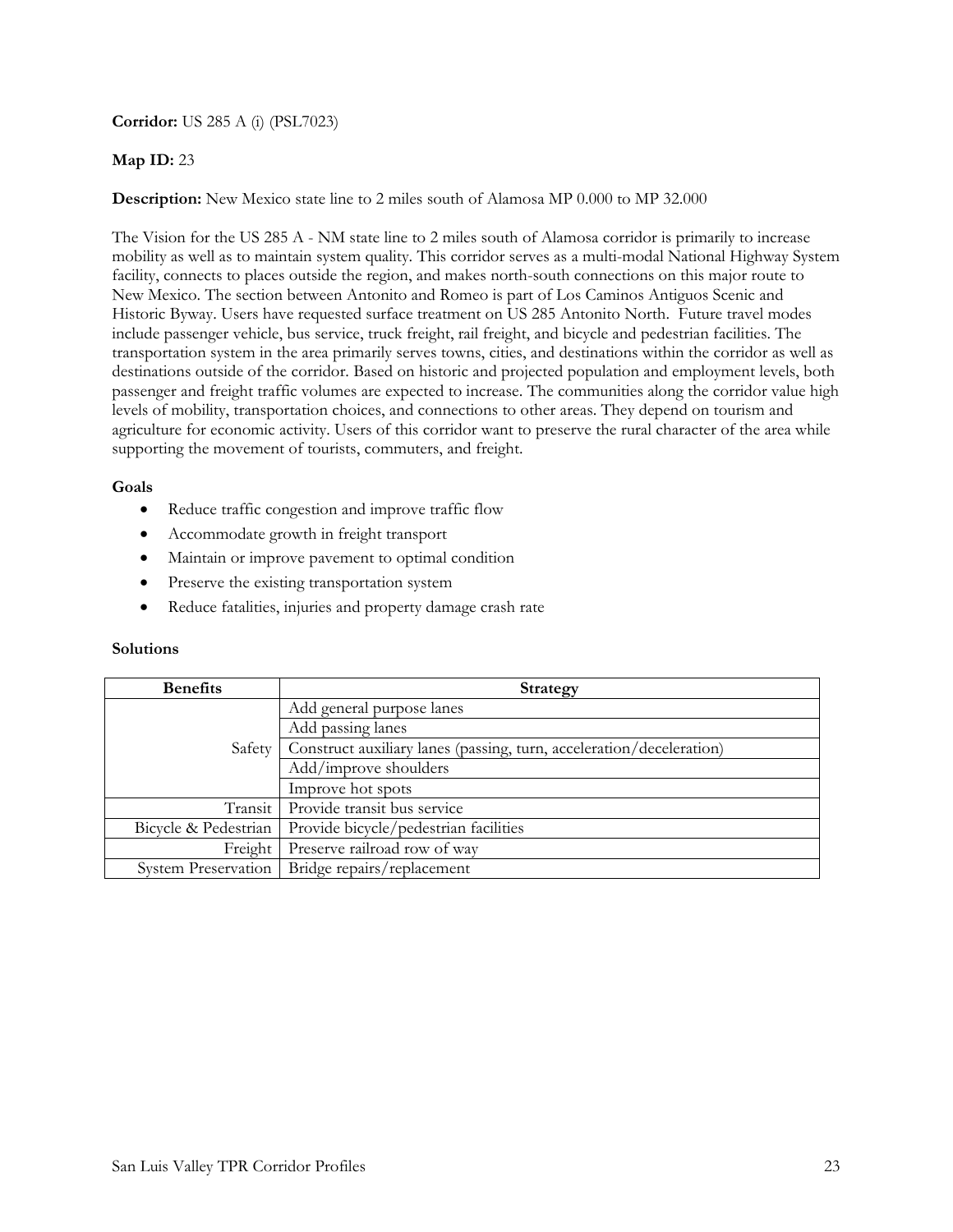**Corridor:** US 285 A (i) (PSL7023)

**Map ID:** 23

**Description:** New Mexico state line to 2 miles south of Alamosa MP 0.000 to MP 32.000

The Vision for the US 285 A - NM state line to 2 miles south of Alamosa corridor is primarily to increase mobility as well as to maintain system quality. This corridor serves as a multi-modal National Highway System facility, connects to places outside the region, and makes north-south connections on this major route to New Mexico. The section between Antonito and Romeo is part of Los Caminos Antiguos Scenic and Historic Byway. Users have requested surface treatment on US 285 Antonito North. Future travel modes include passenger vehicle, bus service, truck freight, rail freight, and bicycle and pedestrian facilities. The transportation system in the area primarily serves towns, cities, and destinations within the corridor as well as destinations outside of the corridor. Based on historic and projected population and employment levels, both passenger and freight traffic volumes are expected to increase. The communities along the corridor value high levels of mobility, transportation choices, and connections to other areas. They depend on tourism and agriculture for economic activity. Users of this corridor want to preserve the rural character of the area while supporting the movement of tourists, commuters, and freight.

**Goals**

- Reduce traffic congestion and improve traffic flow
- Accommodate growth in freight transport
- Maintain or improve pavement to optimal condition
- Preserve the existing transportation system
- Reduce fatalities, injuries and property damage crash rate

**Solutions**

| Benefits | Strategy |
|---|---|
| Safety | Add general purpose lanes |
| | Add passing lanes |
| | Construct auxiliary lanes (passing, turn, acceleration/deceleration) |
| | Add/improve shoulders |
| | Improve hot spots |
| Transit | Provide transit bus service |
| Bicycle & Pedestrian | Provide bicycle/pedestrian facilities |
| Freight | Preserve railroad row of way |
| System Preservation | Bridge repairs/replacement |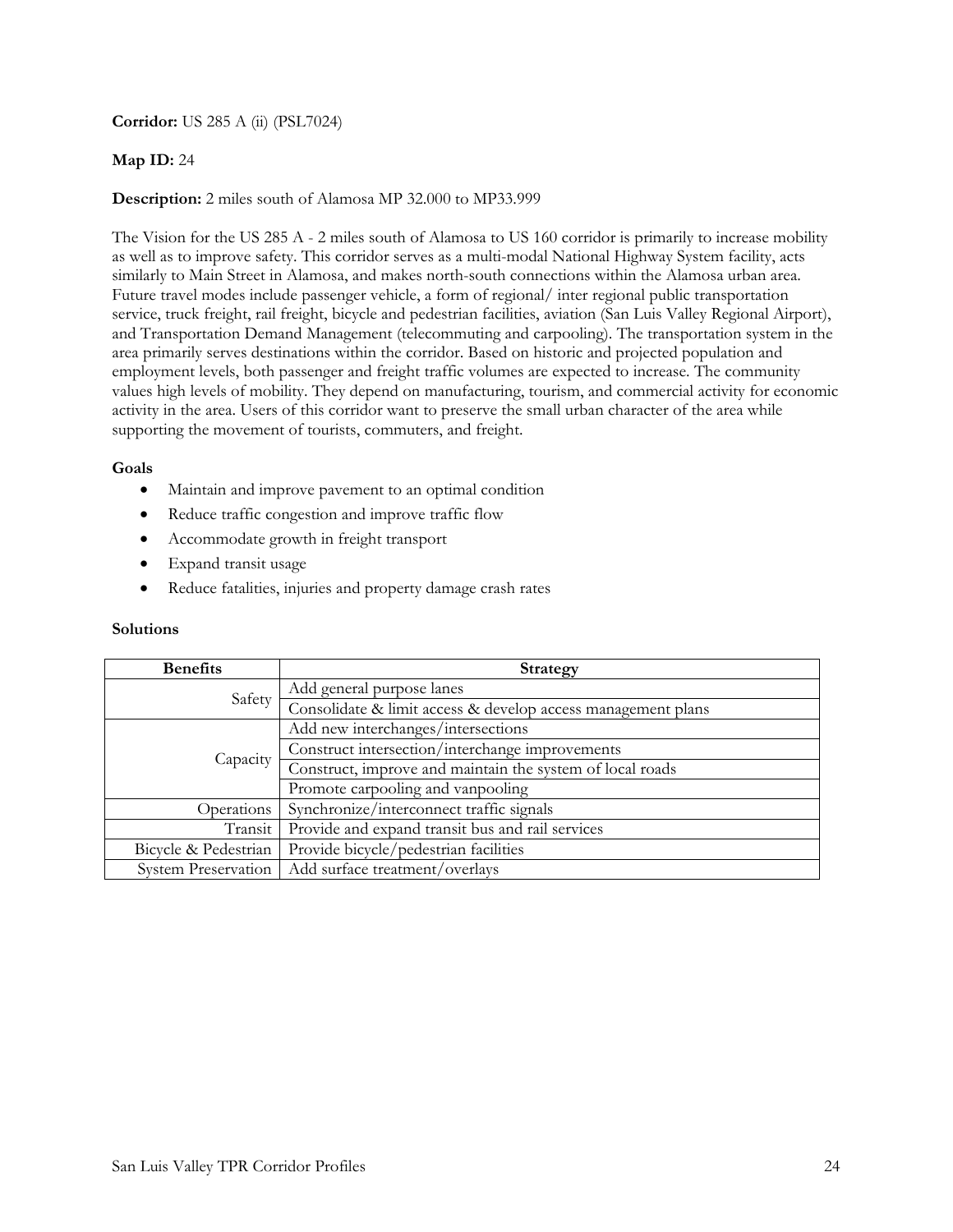**Corridor:** US 285 A (ii) (PSL7024)

**Map ID:** 24

**Description:** 2 miles south of Alamosa MP 32.000 to MP33.999

The Vision for the US 285 A - 2 miles south of Alamosa to US 160 corridor is primarily to increase mobility as well as to improve safety. This corridor serves as a multi-modal National Highway System facility, acts similarly to Main Street in Alamosa, and makes north-south connections within the Alamosa urban area. Future travel modes include passenger vehicle, a form of regional/ inter regional public transportation service, truck freight, rail freight, bicycle and pedestrian facilities, aviation (San Luis Valley Regional Airport), and Transportation Demand Management (telecommuting and carpooling). The transportation system in the area primarily serves destinations within the corridor. Based on historic and projected population and employment levels, both passenger and freight traffic volumes are expected to increase. The community values high levels of mobility. They depend on manufacturing, tourism, and commercial activity for economic activity in the area. Users of this corridor want to preserve the small urban character of the area while supporting the movement of tourists, commuters, and freight.

**Goals**

- Maintain and improve pavement to an optimal condition
- Reduce traffic congestion and improve traffic flow
- Accommodate growth in freight transport
- Expand transit usage
- Reduce fatalities, injuries and property damage crash rates

**Solutions**

| Benefits | Strategy |
|---|---|
| Safety | Add general purpose lanes |
| | Consolidate & limit access & develop access management plans |
| Capacity | Add new interchanges/intersections |
| | Construct intersection/interchange improvements |
| | Construct, improve and maintain the system of local roads |
| | Promote carpooling and vanpooling |
| Operations | Synchronize/interconnect traffic signals |
| Transit | Provide and expand transit bus and rail services |
| Bicycle & Pedestrian | Provide bicycle/pedestrian facilities |
| System Preservation | Add surface treatment/overlays |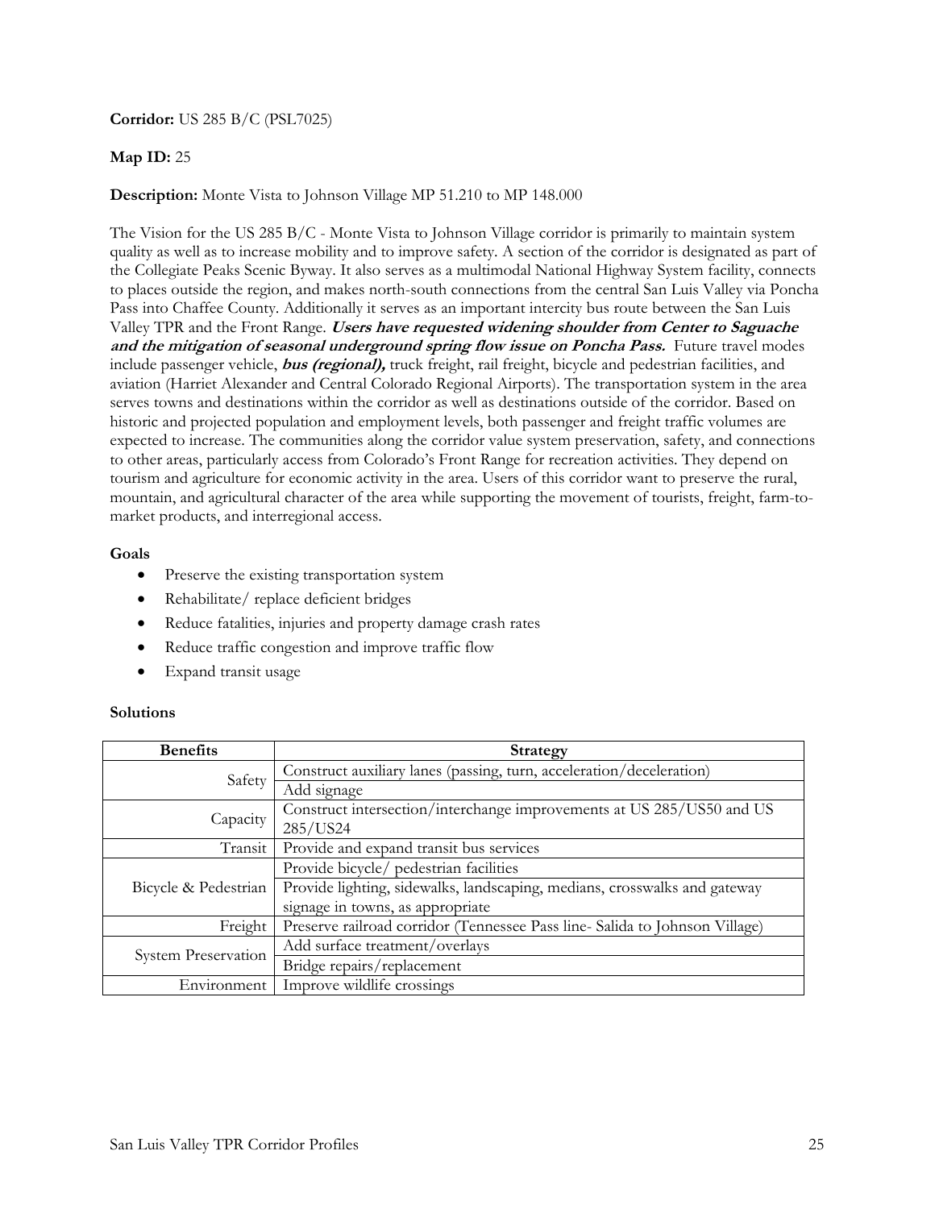**Corridor:** US 285 B/C (PSL7025)

**Map ID:** 25

**Description:** Monte Vista to Johnson Village MP 51.210 to MP 148.000

The Vision for the US 285 B/C - Monte Vista to Johnson Village corridor is primarily to maintain system quality as well as to increase mobility and to improve safety. A section of the corridor is designated as part of the Collegiate Peaks Scenic Byway. It also serves as a multimodal National Highway System facility, connects to places outside the region, and makes north-south connections from the central San Luis Valley via Poncha Pass into Chaffee County. Additionally it serves as an important intercity bus route between the San Luis Valley TPR and the Front Range. ***Users have requested widening shoulder from Center to Saguache and the mitigation of seasonal underground spring flow issue on Poncha Pass.*** Future travel modes include passenger vehicle, ***bus (regional),*** truck freight, rail freight, bicycle and pedestrian facilities, and aviation (Harriet Alexander and Central Colorado Regional Airports). The transportation system in the area serves towns and destinations within the corridor as well as destinations outside of the corridor. Based on historic and projected population and employment levels, both passenger and freight traffic volumes are expected to increase. The communities along the corridor value system preservation, safety, and connections to other areas, particularly access from Colorado's Front Range for recreation activities. They depend on tourism and agriculture for economic activity in the area. Users of this corridor want to preserve the rural, mountain, and agricultural character of the area while supporting the movement of tourists, freight, farm-to-market products, and interregional access.

**Goals**

- Preserve the existing transportation system
- Rehabilitate/ replace deficient bridges
- Reduce fatalities, injuries and property damage crash rates
- Reduce traffic congestion and improve traffic flow
- Expand transit usage

**Solutions**

| Benefits | Strategy |
|---|---|
| Safety | Construct auxiliary lanes (passing, turn, acceleration/deceleration) |
| | Add signage |
| Capacity | Construct intersection/interchange improvements at US 285/US50 and US 285/US24 |
| Transit | Provide and expand transit bus services |
| Bicycle & Pedestrian | Provide bicycle/ pedestrian facilities |
| | Provide lighting, sidewalks, landscaping, medians, crosswalks and gateway signage in towns, as appropriate |
| Freight | Preserve railroad corridor (Tennessee Pass line- Salida to Johnson Village) |
| System Preservation | Add surface treatment/overlays |
| | Bridge repairs/replacement |
| Environment | Improve wildlife crossings |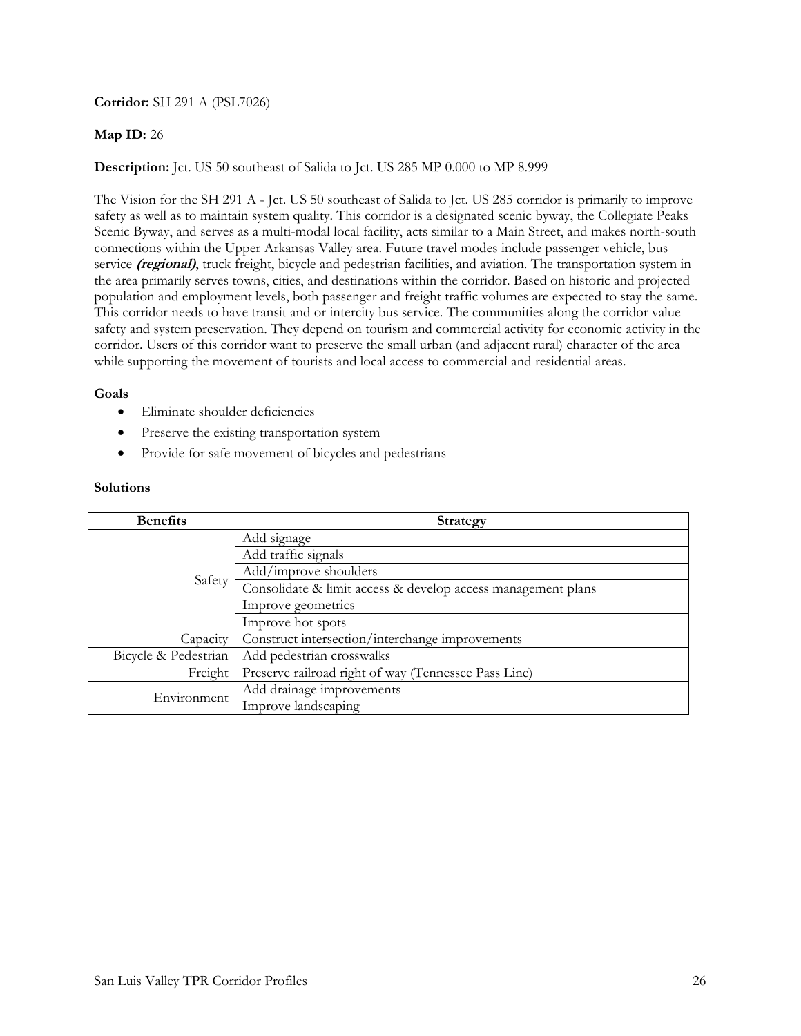**Corridor:** SH 291 A (PSL7026)

**Map ID:** 26

**Description:** Jct. US 50 southeast of Salida to Jct. US 285 MP 0.000 to MP 8.999

The Vision for the SH 291 A - Jct. US 50 southeast of Salida to Jct. US 285 corridor is primarily to improve safety as well as to maintain system quality. This corridor is a designated scenic byway, the Collegiate Peaks Scenic Byway, and serves as a multi-modal local facility, acts similar to a Main Street, and makes north-south connections within the Upper Arkansas Valley area. Future travel modes include passenger vehicle, bus service ***(regional)***, truck freight, bicycle and pedestrian facilities, and aviation. The transportation system in the area primarily serves towns, cities, and destinations within the corridor. Based on historic and projected population and employment levels, both passenger and freight traffic volumes are expected to stay the same. This corridor needs to have transit and or intercity bus service. The communities along the corridor value safety and system preservation. They depend on tourism and commercial activity for economic activity in the corridor. Users of this corridor want to preserve the small urban (and adjacent rural) character of the area while supporting the movement of tourists and local access to commercial and residential areas.

**Goals**

- Eliminate shoulder deficiencies
- Preserve the existing transportation system
- Provide for safe movement of bicycles and pedestrians

**Solutions**

| Benefits | Strategy |
| --- | --- |
| Safety | Add signage |
| | Add traffic signals |
| | Add/improve shoulders |
| | Consolidate & limit access & develop access management plans |
| | Improve geometrics |
| | Improve hot spots |
| Capacity | Construct intersection/interchange improvements |
| Bicycle & Pedestrian | Add pedestrian crosswalks |
| Freight | Preserve railroad right of way (Tennessee Pass Line) |
| Environment | Add drainage improvements |
| | Improve landscaping |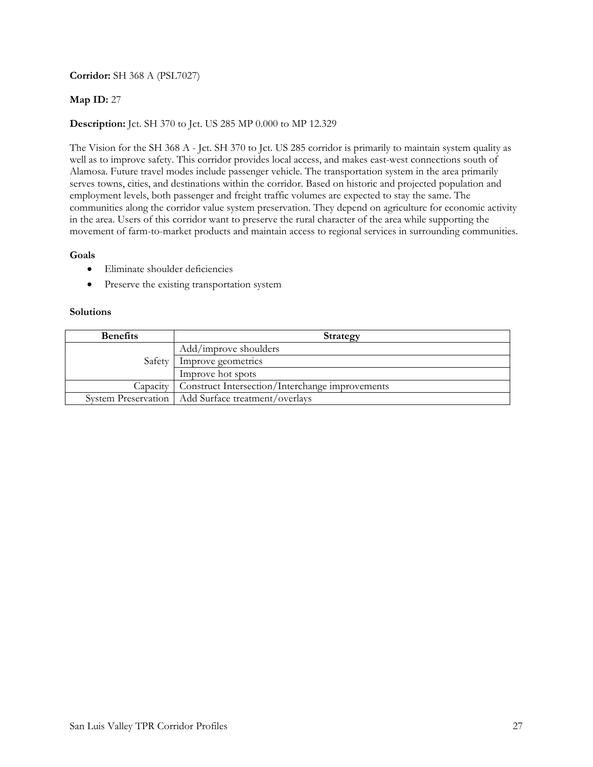**Corridor:** SH 368 A (PSL7027)

**Map ID:** 27

**Description:** Jct. SH 370 to Jct. US 285 MP 0.000 to MP 12.329

The Vision for the SH 368 A - Jct. SH 370 to Jct. US 285 corridor is primarily to maintain system quality as well as to improve safety. This corridor provides local access, and makes east-west connections south of Alamosa. Future travel modes include passenger vehicle. The transportation system in the area primarily serves towns, cities, and destinations within the corridor. Based on historic and projected population and employment levels, both passenger and freight traffic volumes are expected to stay the same. The communities along the corridor value system preservation. They depend on agriculture for economic activity in the area. Users of this corridor want to preserve the rural character of the area while supporting the movement of farm-to-market products and maintain access to regional services in surrounding communities.

**Goals**

- Eliminate shoulder deficiencies
- Preserve the existing transportation system

**Solutions**

| Benefits | Strategy |
|---|---|
| Safety | Add/improve shoulders |
| | Improve geometrics |
| | Improve hot spots |
| Capacity | Construct Intersection/Interchange improvements |
| System Preservation | Add Surface treatment/overlays |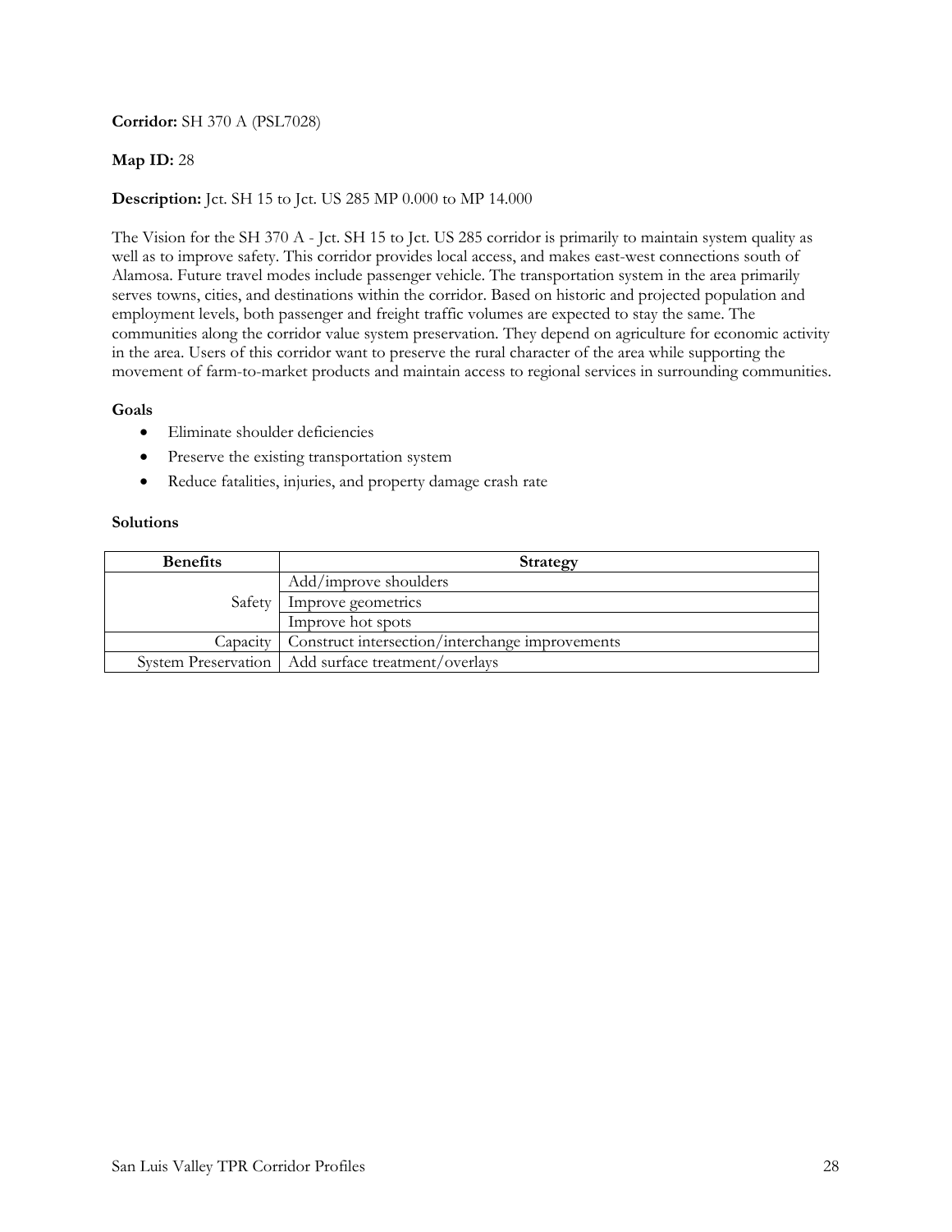**Corridor:** SH 370 A (PSL7028)

**Map ID:** 28

**Description:** Jct. SH 15 to Jct. US 285 MP 0.000 to MP 14.000

The Vision for the SH 370 A - Jct. SH 15 to Jct. US 285 corridor is primarily to maintain system quality as well as to improve safety. This corridor provides local access, and makes east-west connections south of Alamosa. Future travel modes include passenger vehicle. The transportation system in the area primarily serves towns, cities, and destinations within the corridor. Based on historic and projected population and employment levels, both passenger and freight traffic volumes are expected to stay the same. The communities along the corridor value system preservation. They depend on agriculture for economic activity in the area. Users of this corridor want to preserve the rural character of the area while supporting the movement of farm-to-market products and maintain access to regional services in surrounding communities.

**Goals**

- Eliminate shoulder deficiencies
- Preserve the existing transportation system
- Reduce fatalities, injuries, and property damage crash rate

**Solutions**

| Benefits | Strategy |
|---|---|
| Safety | Add/improve shoulders |
| | Improve geometrics |
| | Improve hot spots |
| Capacity | Construct intersection/interchange improvements |
| System Preservation | Add surface treatment/overlays |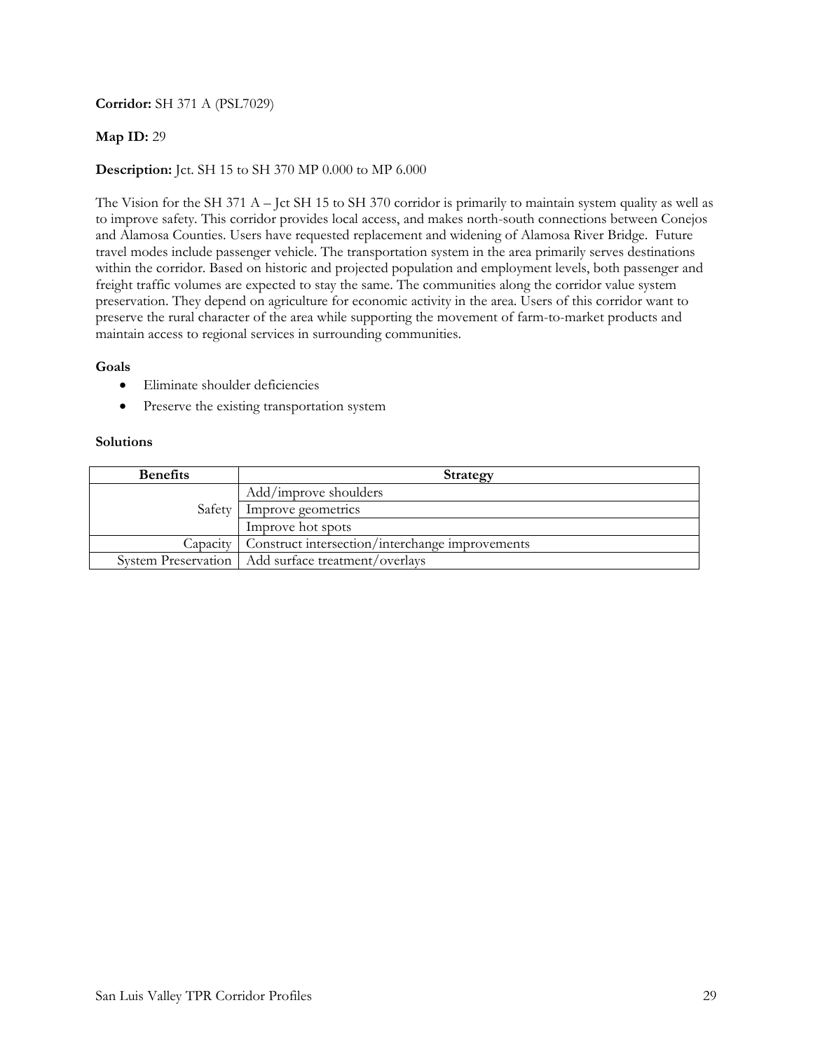**Corridor:** SH 371 A (PSL7029)

**Map ID:** 29

**Description:** Jct. SH 15 to SH 370 MP 0.000 to MP 6.000

The Vision for the SH 371 A – Jct SH 15 to SH 370 corridor is primarily to maintain system quality as well as to improve safety. This corridor provides local access, and makes north-south connections between Conejos and Alamosa Counties. Users have requested replacement and widening of Alamosa River Bridge. Future travel modes include passenger vehicle. The transportation system in the area primarily serves destinations within the corridor. Based on historic and projected population and employment levels, both passenger and freight traffic volumes are expected to stay the same. The communities along the corridor value system preservation. They depend on agriculture for economic activity in the area. Users of this corridor want to preserve the rural character of the area while supporting the movement of farm-to-market products and maintain access to regional services in surrounding communities.

**Goals**

- Eliminate shoulder deficiencies
- Preserve the existing transportation system

**Solutions**

| Benefits | Strategy |
|---|---|
| Safety | Add/improve shoulders |
| | Improve geometrics |
| | Improve hot spots |
| Capacity | Construct intersection/interchange improvements |
| System Preservation | Add surface treatment/overlays |